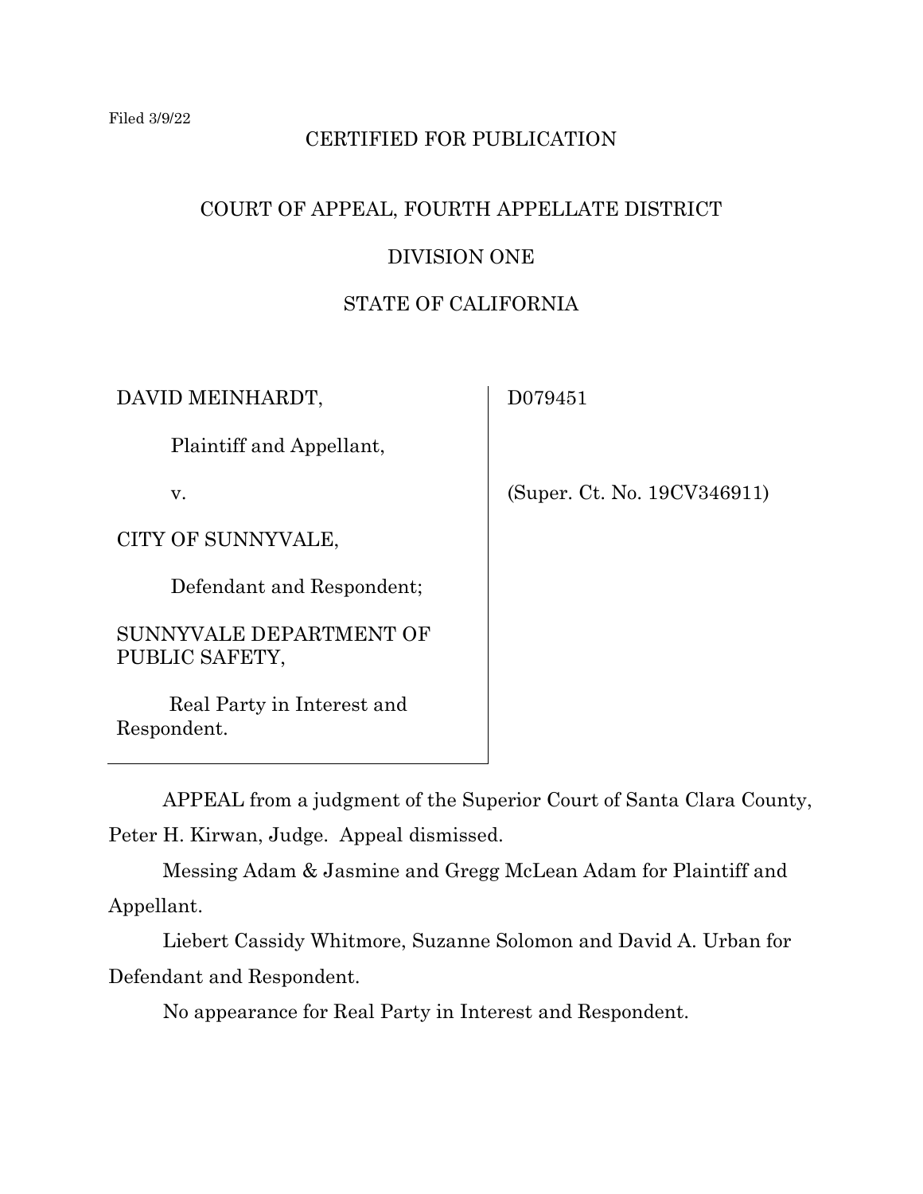Filed 3/9/22

CERTIFIED FOR PUBLICATION

COURT OF APPEAL, FOURTH APPELLATE DISTRICT

DIVISION ONE

STATE OF CALIFORNIA

| | |
|---|---|
| DAVID MEINHARDT,<br><br>Plaintiff and Appellant,<br><br>v.<br><br>CITY OF SUNNYVALE,<br><br>Defendant and Respondent;<br><br>SUNNYVALE DEPARTMENT OF PUBLIC SAFETY,<br><br>Real Party in Interest and Respondent. | D079451<br><br>(Super. Ct. No. 19CV346911) |

APPEAL from a judgment of the Superior Court of Santa Clara County, Peter H. Kirwan, Judge. Appeal dismissed.

Messing Adam & Jasmine and Gregg McLean Adam for Plaintiff and Appellant.

Liebert Cassidy Whitmore, Suzanne Solomon and David A. Urban for Defendant and Respondent.

No appearance for Real Party in Interest and Respondent.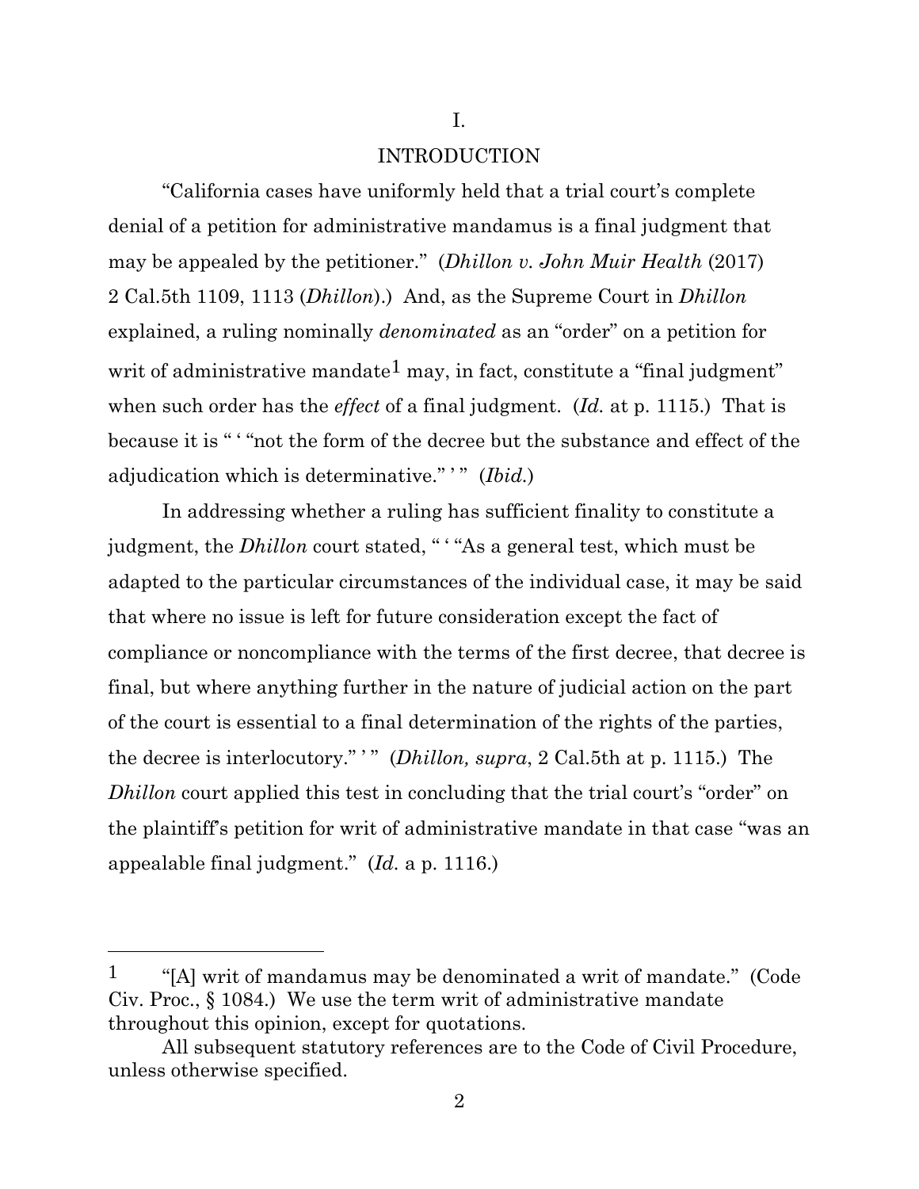# I.

## INTRODUCTION

"California cases have uniformly held that a trial court's complete denial of a petition for administrative mandamus is a final judgment that may be appealed by the petitioner." (*Dhillon v. John Muir Health* (2017) 2 Cal.5th 1109, 1113 (*Dhillon*).) And, as the Supreme Court in *Dhillon* explained, a ruling nominally *denominated* as an "order" on a petition for writ of administrative mandate[1] may, in fact, constitute a "final judgment" when such order has the *effect* of a final judgment. (*Id.* at p. 1115.) That is because it is " ' "not the form of the decree but the substance and effect of the adjudication which is determinative." ' " (*Ibid.*)

In addressing whether a ruling has sufficient finality to constitute a judgment, the *Dhillon* court stated, " ' "As a general test, which must be adapted to the particular circumstances of the individual case, it may be said that where no issue is left for future consideration except the fact of compliance or noncompliance with the terms of the first decree, that decree is final, but where anything further in the nature of judicial action on the part of the court is essential to a final determination of the rights of the parties, the decree is interlocutory." ' " (*Dhillon, supra*, 2 Cal.5th at p. 1115.) The *Dhillon* court applied this test in concluding that the trial court's "order" on the plaintiff's petition for writ of administrative mandate in that case "was an appealable final judgment." (*Id.* a p. 1116.)

---

[1] "[A] writ of mandamus may be denominated a writ of mandate." (Code Civ. Proc., § 1084.) We use the term writ of administrative mandate throughout this opinion, except for quotations.

All subsequent statutory references are to the Code of Civil Procedure, unless otherwise specified.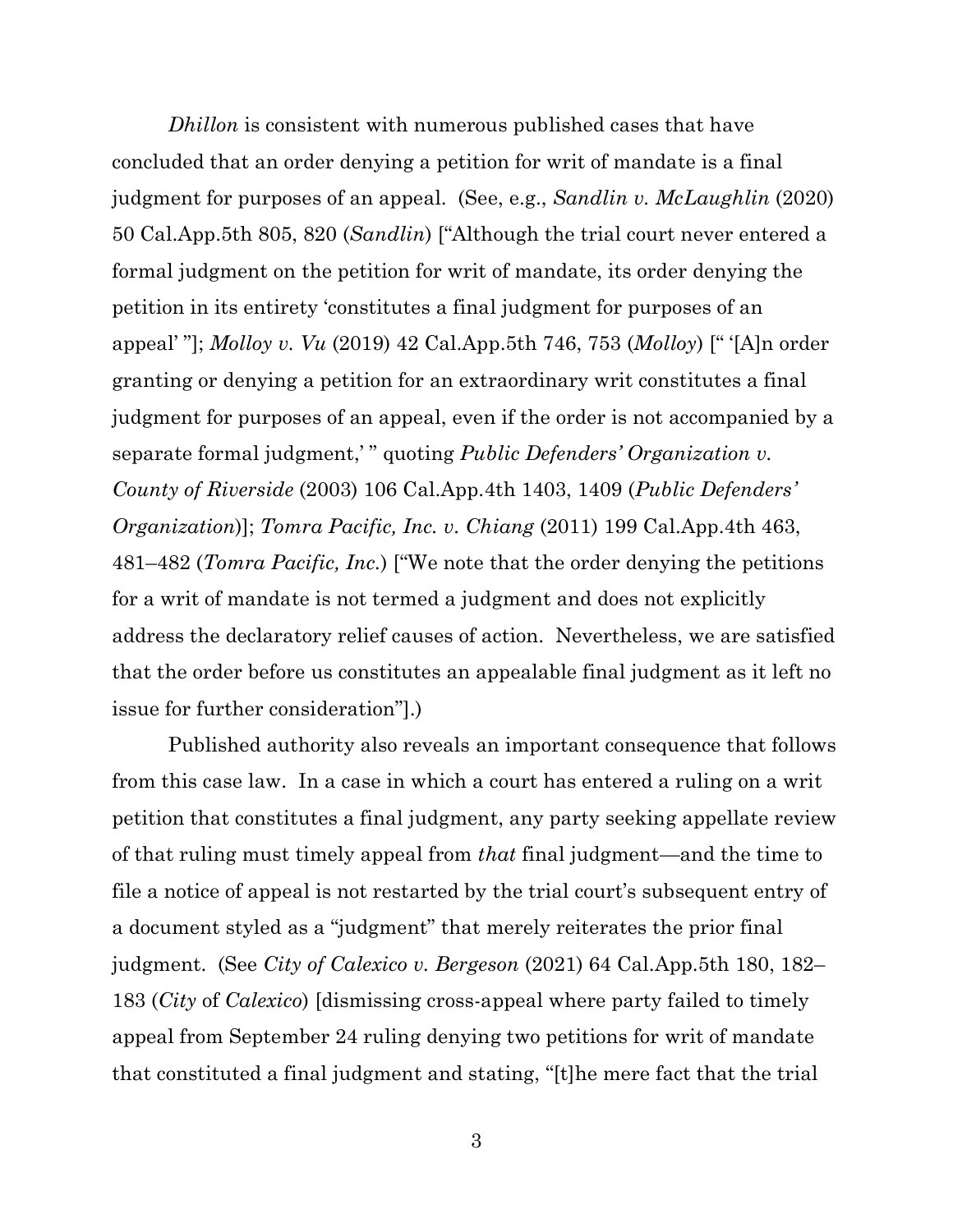*Dhillon* is consistent with numerous published cases that have concluded that an order denying a petition for writ of mandate is a final judgment for purposes of an appeal. (See, e.g., *Sandlin v. McLaughlin* (2020) 50 Cal.App.5th 805, 820 (*Sandlin*) ["Although the trial court never entered a formal judgment on the petition for writ of mandate, its order denying the petition in its entirety 'constitutes a final judgment for purposes of an appeal' "]; *Molloy v. Vu* (2019) 42 Cal.App.5th 746, 753 (*Molloy*) [" '[A]n order granting or denying a petition for an extraordinary writ constitutes a final judgment for purposes of an appeal, even if the order is not accompanied by a separate formal judgment,' " quoting *Public Defenders' Organization v. County of Riverside* (2003) 106 Cal.App.4th 1403, 1409 (*Public Defenders' Organization*)]; *Tomra Pacific, Inc. v. Chiang* (2011) 199 Cal.App.4th 463, 481–482 (*Tomra Pacific, Inc.*) ["We note that the order denying the petitions for a writ of mandate is not termed a judgment and does not explicitly address the declaratory relief causes of action. Nevertheless, we are satisfied that the order before us constitutes an appealable final judgment as it left no issue for further consideration"].)

Published authority also reveals an important consequence that follows from this case law. In a case in which a court has entered a ruling on a writ petition that constitutes a final judgment, any party seeking appellate review of that ruling must timely appeal from *that* final judgment—and the time to file a notice of appeal is not restarted by the trial court's subsequent entry of a document styled as a "judgment" that merely reiterates the prior final judgment. (See *City of Calexico v. Bergeson* (2021) 64 Cal.App.5th 180, 182–183 (*City* of *Calexico*) [dismissing cross-appeal where party failed to timely appeal from September 24 ruling denying two petitions for writ of mandate that constituted a final judgment and stating, "[t]he mere fact that the trial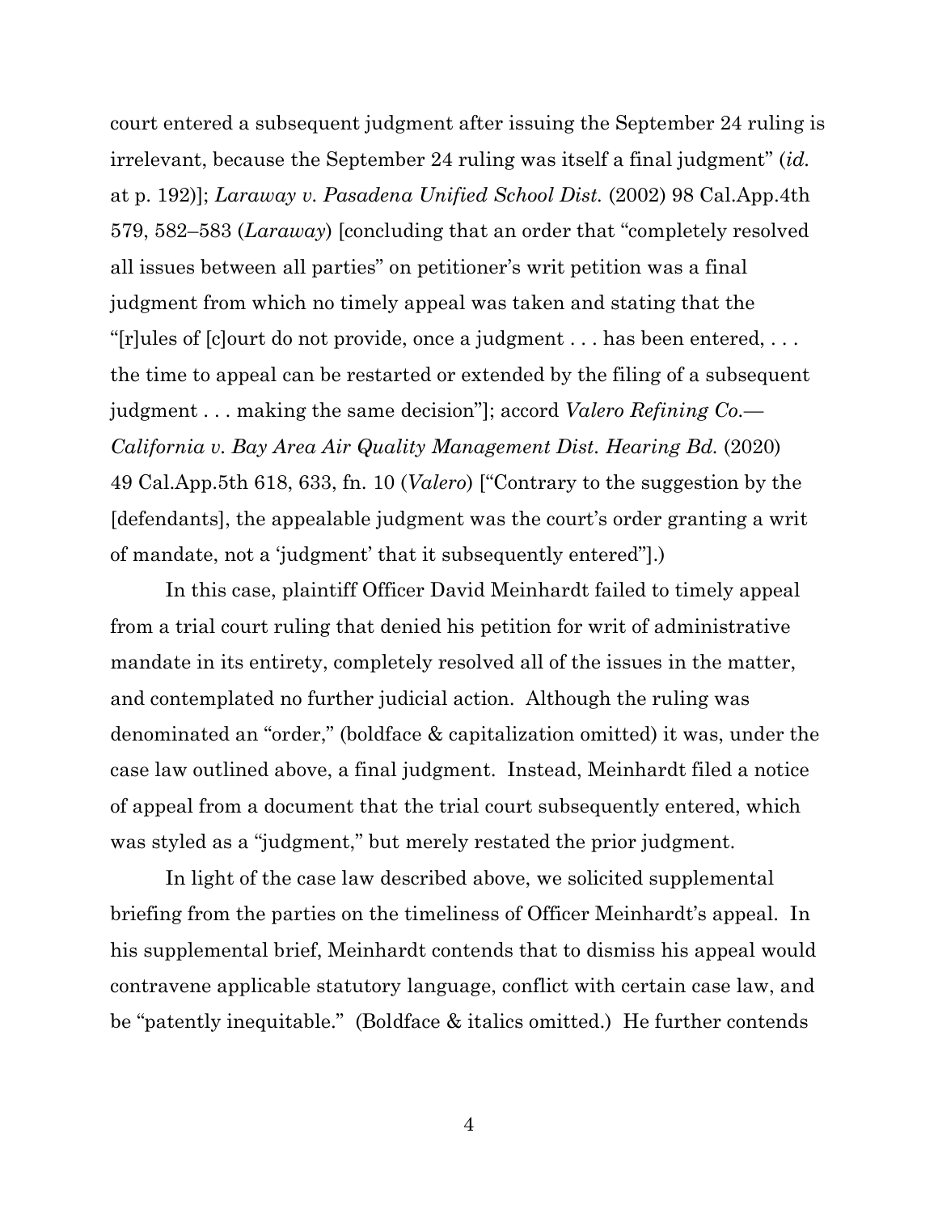court entered a subsequent judgment after issuing the September 24 ruling is irrelevant, because the September 24 ruling was itself a final judgment" (*id.* at p. 192)]; *Laraway v. Pasadena Unified School Dist.* (2002) 98 Cal.App.4th 579, 582–583 (*Laraway*) [concluding that an order that "completely resolved all issues between all parties" on petitioner's writ petition was a final judgment from which no timely appeal was taken and stating that the "[r]ules of [c]ourt do not provide, once a judgment . . . has been entered, . . . the time to appeal can be restarted or extended by the filing of a subsequent judgment . . . making the same decision"]; accord *Valero Refining Co.—California v. Bay Area Air Quality Management Dist. Hearing Bd.* (2020) 49 Cal.App.5th 618, 633, fn. 10 (*Valero*) ["Contrary to the suggestion by the [defendants], the appealable judgment was the court's order granting a writ of mandate, not a 'judgment' that it subsequently entered"].)

In this case, plaintiff Officer David Meinhardt failed to timely appeal from a trial court ruling that denied his petition for writ of administrative mandate in its entirety, completely resolved all of the issues in the matter, and contemplated no further judicial action. Although the ruling was denominated an "order," (boldface & capitalization omitted) it was, under the case law outlined above, a final judgment. Instead, Meinhardt filed a notice of appeal from a document that the trial court subsequently entered, which was styled as a "judgment," but merely restated the prior judgment.

In light of the case law described above, we solicited supplemental briefing from the parties on the timeliness of Officer Meinhardt's appeal. In his supplemental brief, Meinhardt contends that to dismiss his appeal would contravene applicable statutory language, conflict with certain case law, and be "patently inequitable." (Boldface & italics omitted.) He further contends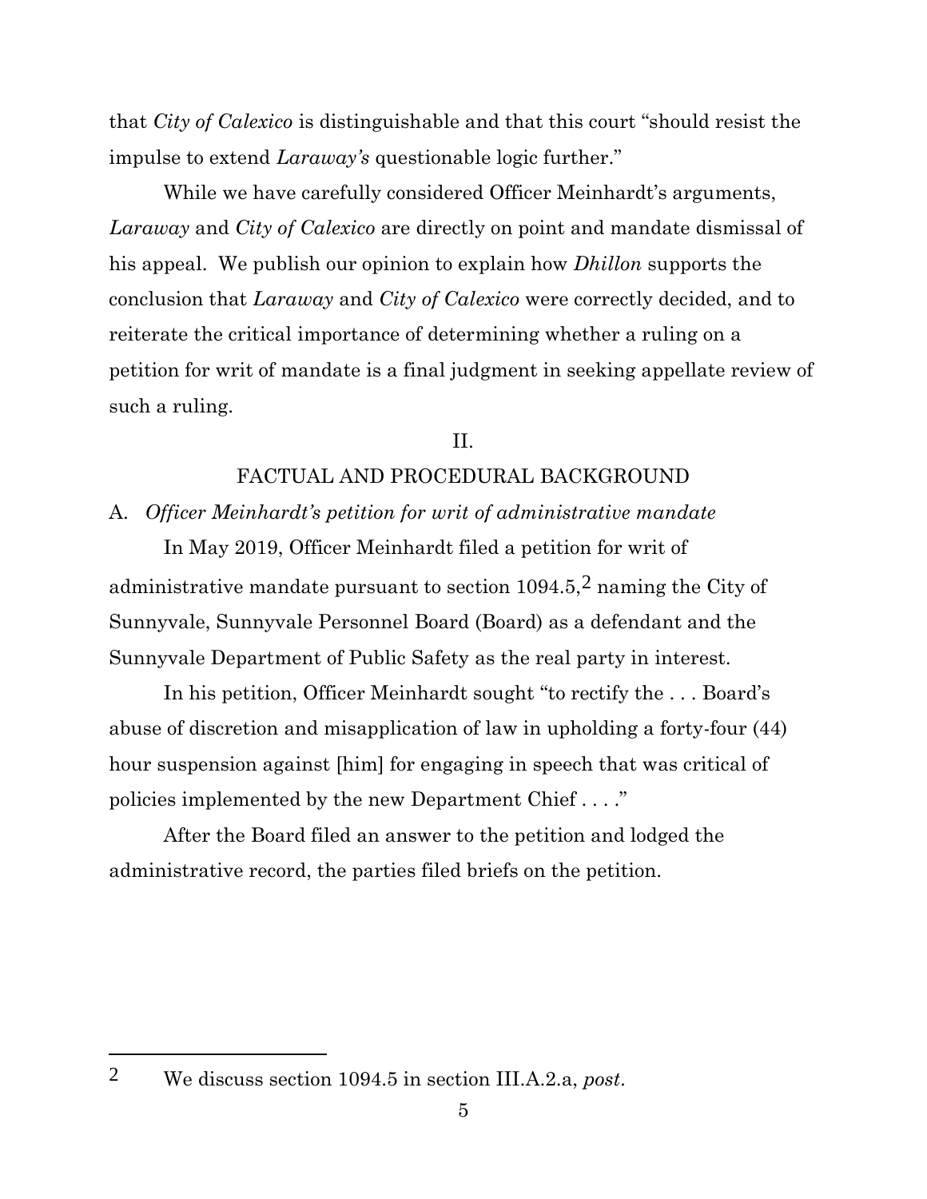that *City of Calexico* is distinguishable and that this court "should resist the impulse to extend *Laraway's* questionable logic further."

While we have carefully considered Officer Meinhardt's arguments, *Laraway* and *City of Calexico* are directly on point and mandate dismissal of his appeal. We publish our opinion to explain how *Dhillon* supports the conclusion that *Laraway* and *City of Calexico* were correctly decided, and to reiterate the critical importance of determining whether a ruling on a petition for writ of mandate is a final judgment in seeking appellate review of such a ruling.

## II.

## FACTUAL AND PROCEDURAL BACKGROUND

### A. *Officer Meinhardt's petition for writ of administrative mandate*

In May 2019, Officer Meinhardt filed a petition for writ of administrative mandate pursuant to section 1094.5,[2] naming the City of Sunnyvale, Sunnyvale Personnel Board (Board) as a defendant and the Sunnyvale Department of Public Safety as the real party in interest.

In his petition, Officer Meinhardt sought "to rectify the . . . Board's abuse of discretion and misapplication of law in upholding a forty-four (44) hour suspension against [him] for engaging in speech that was critical of policies implemented by the new Department Chief . . . ."

After the Board filed an answer to the petition and lodged the administrative record, the parties filed briefs on the petition.

---

[2] We discuss section 1094.5 in section III.A.2.a, *post*.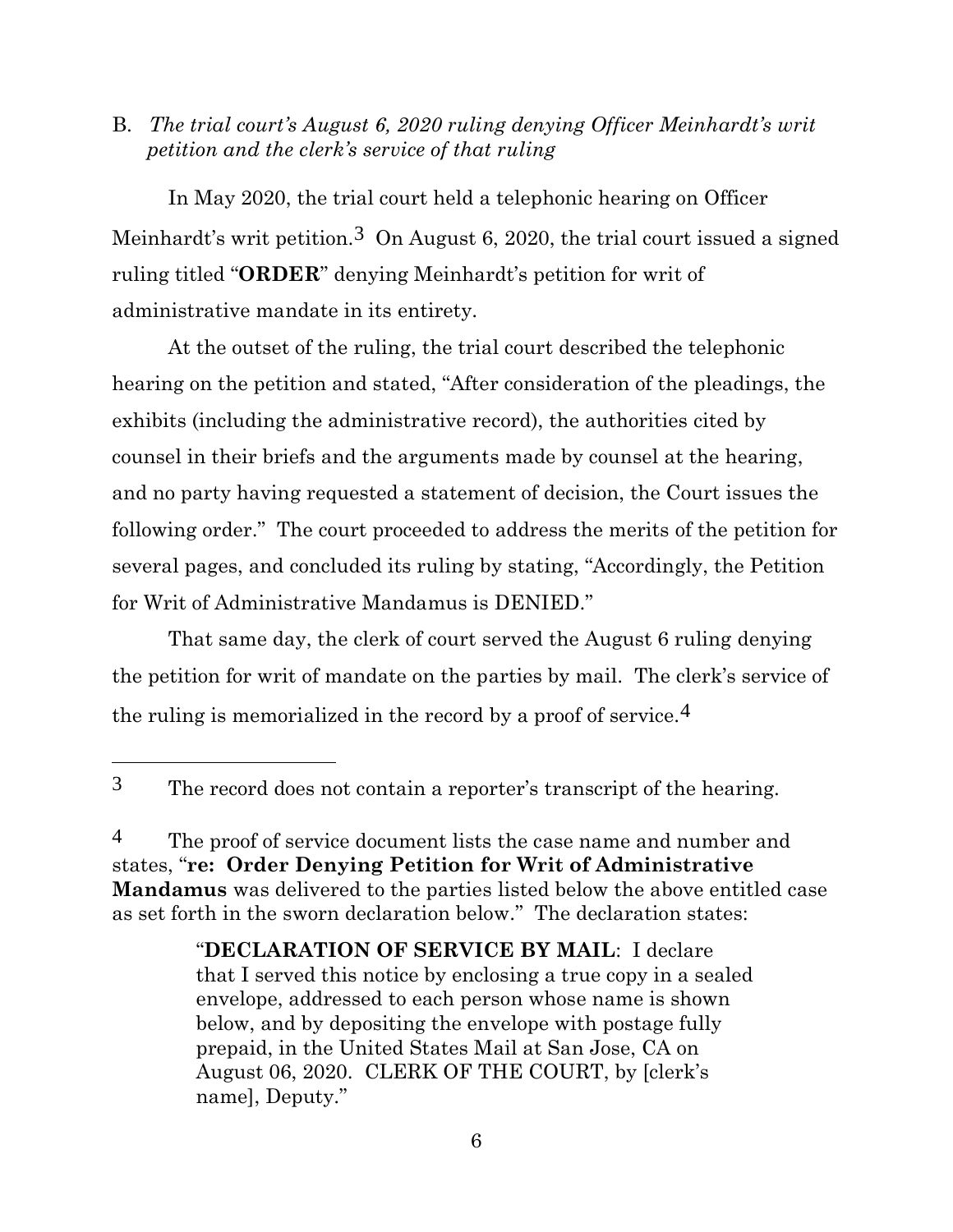B. *The trial court's August 6, 2020 ruling denying Officer Meinhardt's writ petition and the clerk's service of that ruling*

In May 2020, the trial court held a telephonic hearing on Officer Meinhardt's writ petition.[3] On August 6, 2020, the trial court issued a signed ruling titled "**ORDER**" denying Meinhardt's petition for writ of administrative mandate in its entirety.

At the outset of the ruling, the trial court described the telephonic hearing on the petition and stated, "After consideration of the pleadings, the exhibits (including the administrative record), the authorities cited by counsel in their briefs and the arguments made by counsel at the hearing, and no party having requested a statement of decision, the Court issues the following order." The court proceeded to address the merits of the petition for several pages, and concluded its ruling by stating, "Accordingly, the Petition for Writ of Administrative Mandamus is DENIED."

That same day, the clerk of court served the August 6 ruling denying the petition for writ of mandate on the parties by mail. The clerk's service of the ruling is memorialized in the record by a proof of service.[4]

---

[3] The record does not contain a reporter's transcript of the hearing.

[4] The proof of service document lists the case name and number and states, "**re: Order Denying Petition for Writ of Administrative Mandamus** was delivered to the parties listed below the above entitled case as set forth in the sworn declaration below." The declaration states:

> "**DECLARATION OF SERVICE BY MAIL**: I declare that I served this notice by enclosing a true copy in a sealed envelope, addressed to each person whose name is shown below, and by depositing the envelope with postage fully prepaid, in the United States Mail at San Jose, CA on August 06, 2020. CLERK OF THE COURT, by [clerk's name], Deputy."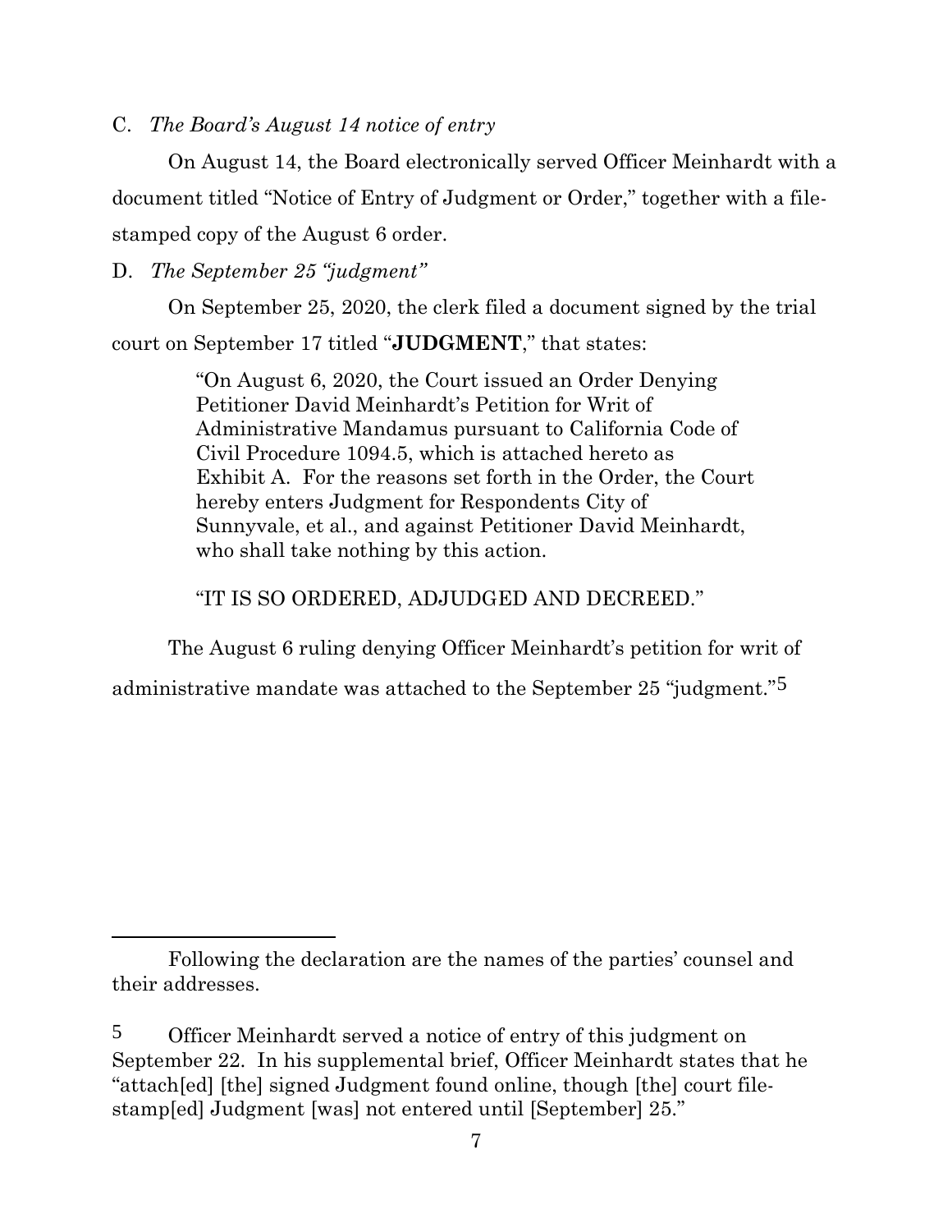C. *The Board's August 14 notice of entry*

On August 14, the Board electronically served Officer Meinhardt with a document titled "Notice of Entry of Judgment or Order," together with a file-stamped copy of the August 6 order.

D. *The September 25 "judgment"*

On September 25, 2020, the clerk filed a document signed by the trial court on September 17 titled "**JUDGMENT**," that states:

> "On August 6, 2020, the Court issued an Order Denying Petitioner David Meinhardt's Petition for Writ of Administrative Mandamus pursuant to California Code of Civil Procedure 1094.5, which is attached hereto as Exhibit A. For the reasons set forth in the Order, the Court hereby enters Judgment for Respondents City of Sunnyvale, et al., and against Petitioner David Meinhardt, who shall take nothing by this action.
>
> "IT IS SO ORDERED, ADJUDGED AND DECREED."

The August 6 ruling denying Officer Meinhardt's petition for writ of administrative mandate was attached to the September 25 "judgment."[5]

---

Following the declaration are the names of the parties' counsel and their addresses.

[5] Officer Meinhardt served a notice of entry of this judgment on September 22. In his supplemental brief, Officer Meinhardt states that he "attach[ed] [the] signed Judgment found online, though [the] court file-stamp[ed] Judgment [was] not entered until [September] 25."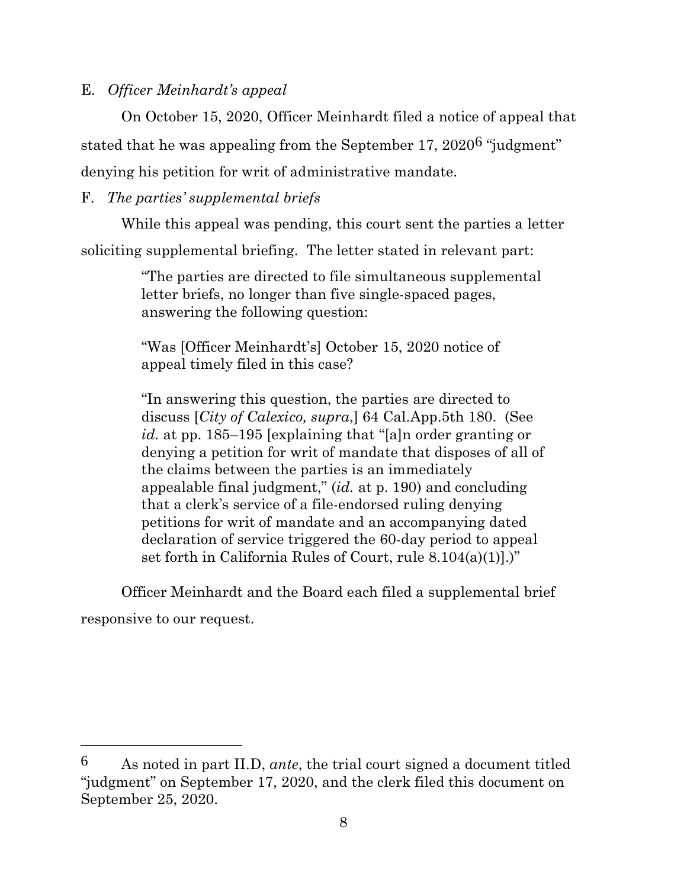E. *Officer Meinhardt's appeal*

On October 15, 2020, Officer Meinhardt filed a notice of appeal that stated that he was appealing from the September 17, 2020[6] "judgment" denying his petition for writ of administrative mandate.

F. *The parties' supplemental briefs*

While this appeal was pending, this court sent the parties a letter soliciting supplemental briefing. The letter stated in relevant part:

> "The parties are directed to file simultaneous supplemental letter briefs, no longer than five single-spaced pages, answering the following question:
>
> "Was [Officer Meinhardt's] October 15, 2020 notice of appeal timely filed in this case?
>
> "In answering this question, the parties are directed to discuss [*City of Calexico, supra*,] 64 Cal.App.5th 180. (See *id.* at pp. 185–195 [explaining that "[a]n order granting or denying a petition for writ of mandate that disposes of all of the claims between the parties is an immediately appealable final judgment," (*id.* at p. 190) and concluding that a clerk's service of a file-endorsed ruling denying petitions for writ of mandate and an accompanying dated declaration of service triggered the 60-day period to appeal set forth in California Rules of Court, rule 8.104(a)(1)].)"

Officer Meinhardt and the Board each filed a supplemental brief responsive to our request.

---

[6] As noted in part II.D, *ante*, the trial court signed a document titled "judgment" on September 17, 2020, and the clerk filed this document on September 25, 2020.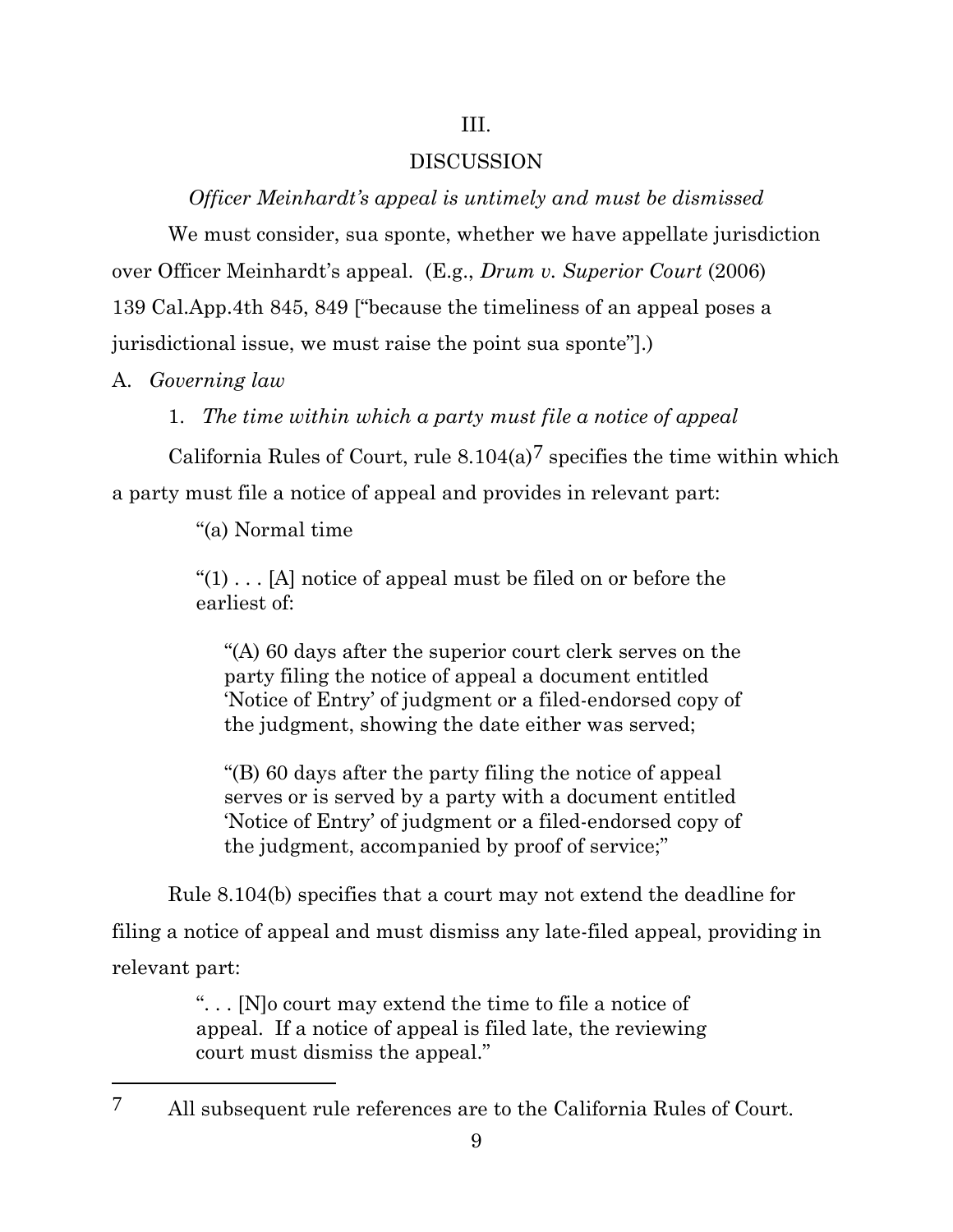III.

DISCUSSION

*Officer Meinhardt's appeal is untimely and must be dismissed*

We must consider, sua sponte, whether we have appellate jurisdiction over Officer Meinhardt's appeal. (E.g., *Drum v. Superior Court* (2006) 139 Cal.App.4th 845, 849 ["because the timeliness of an appeal poses a jurisdictional issue, we must raise the point sua sponte"].)

A. *Governing law*

1. *The time within which a party must file a notice of appeal*

California Rules of Court, rule 8.104(a)[7] specifies the time within which a party must file a notice of appeal and provides in relevant part:

> "(a) Normal time
>
> "(1) . . . [A] notice of appeal must be filed on or before the earliest of:
>
> > "(A) 60 days after the superior court clerk serves on the party filing the notice of appeal a document entitled 'Notice of Entry' of judgment or a filed-endorsed copy of the judgment, showing the date either was served;
> >
> > "(B) 60 days after the party filing the notice of appeal serves or is served by a party with a document entitled 'Notice of Entry' of judgment or a filed-endorsed copy of the judgment, accompanied by proof of service;"

Rule 8.104(b) specifies that a court may not extend the deadline for filing a notice of appeal and must dismiss any late-filed appeal, providing in relevant part:

> ". . . [N]o court may extend the time to file a notice of appeal. If a notice of appeal is filed late, the reviewing court must dismiss the appeal."

---

[7] All subsequent rule references are to the California Rules of Court.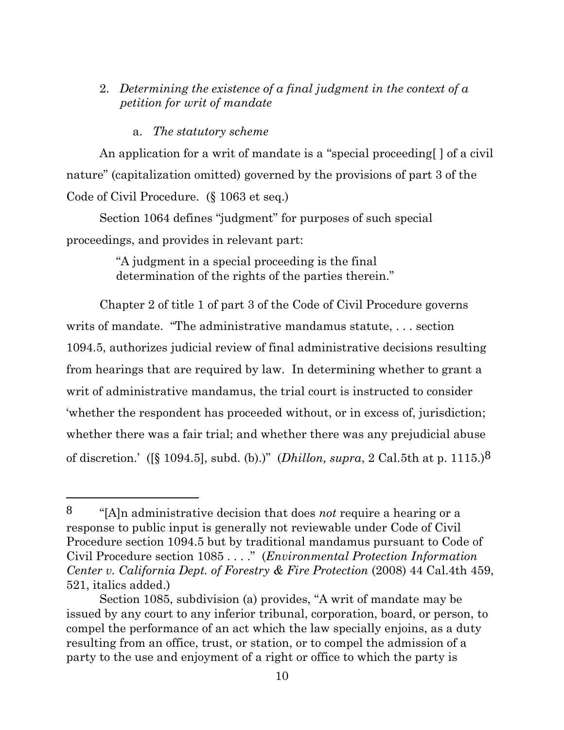2. *Determining the existence of a final judgment in the context of a petition for writ of mandate*

a. *The statutory scheme*

An application for a writ of mandate is a "special proceeding[ ] of a civil nature" (capitalization omitted) governed by the provisions of part 3 of the Code of Civil Procedure. (§ 1063 et seq.)

Section 1064 defines "judgment" for purposes of such special proceedings, and provides in relevant part:

> "A judgment in a special proceeding is the final determination of the rights of the parties therein."

Chapter 2 of title 1 of part 3 of the Code of Civil Procedure governs writs of mandate. "The administrative mandamus statute, . . . section 1094.5, authorizes judicial review of final administrative decisions resulting from hearings that are required by law. In determining whether to grant a writ of administrative mandamus, the trial court is instructed to consider 'whether the respondent has proceeded without, or in excess of, jurisdiction; whether there was a fair trial; and whether there was any prejudicial abuse of discretion.' ([§ 1094.5], subd. (b).)" (*Dhillon, supra*, 2 Cal.5th at p. 1115.)[8]

---

[8] "[A]n administrative decision that does *not* require a hearing or a response to public input is generally not reviewable under Code of Civil Procedure section 1094.5 but by traditional mandamus pursuant to Code of Civil Procedure section 1085 . . . ." (*Environmental Protection Information Center v. California Dept. of Forestry & Fire Protection* (2008) 44 Cal.4th 459, 521, italics added.)

Section 1085, subdivision (a) provides, "A writ of mandate may be issued by any court to any inferior tribunal, corporation, board, or person, to compel the performance of an act which the law specially enjoins, as a duty resulting from an office, trust, or station, or to compel the admission of a party to the use and enjoyment of a right or office to which the party is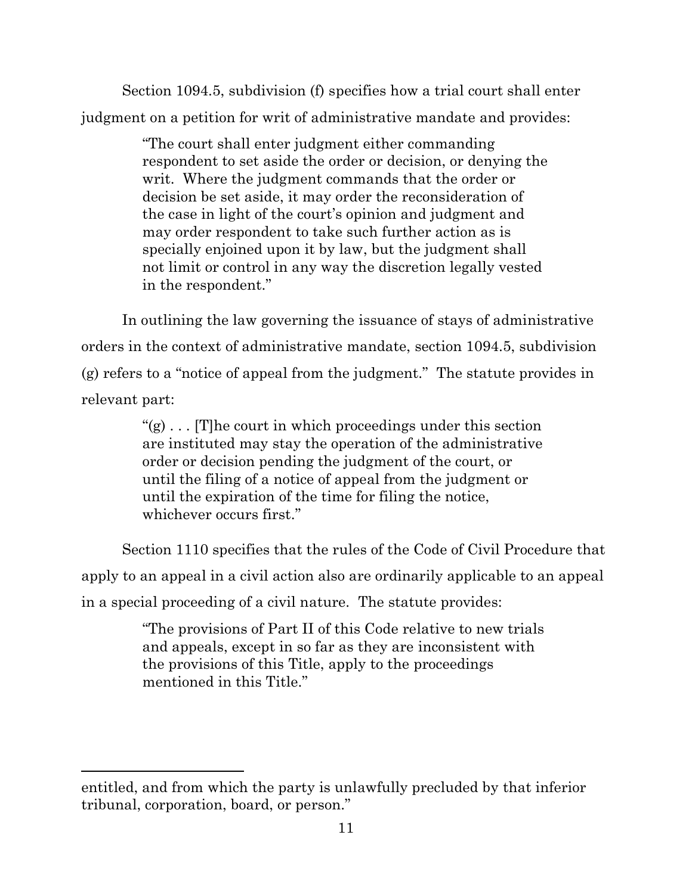Section 1094.5, subdivision (f) specifies how a trial court shall enter judgment on a petition for writ of administrative mandate and provides:

> "The court shall enter judgment either commanding respondent to set aside the order or decision, or denying the writ. Where the judgment commands that the order or decision be set aside, it may order the reconsideration of the case in light of the court's opinion and judgment and may order respondent to take such further action as is specially enjoined upon it by law, but the judgment shall not limit or control in any way the discretion legally vested in the respondent."

In outlining the law governing the issuance of stays of administrative orders in the context of administrative mandate, section 1094.5, subdivision (g) refers to a "notice of appeal from the judgment." The statute provides in relevant part:

> "(g) . . . [T]he court in which proceedings under this section are instituted may stay the operation of the administrative order or decision pending the judgment of the court, or until the filing of a notice of appeal from the judgment or until the expiration of the time for filing the notice, whichever occurs first."

Section 1110 specifies that the rules of the Code of Civil Procedure that apply to an appeal in a civil action also are ordinarily applicable to an appeal in a special proceeding of a civil nature. The statute provides:

> "The provisions of Part II of this Code relative to new trials and appeals, except in so far as they are inconsistent with the provisions of this Title, apply to the proceedings mentioned in this Title."

---

entitled, and from which the party is unlawfully precluded by that inferior tribunal, corporation, board, or person."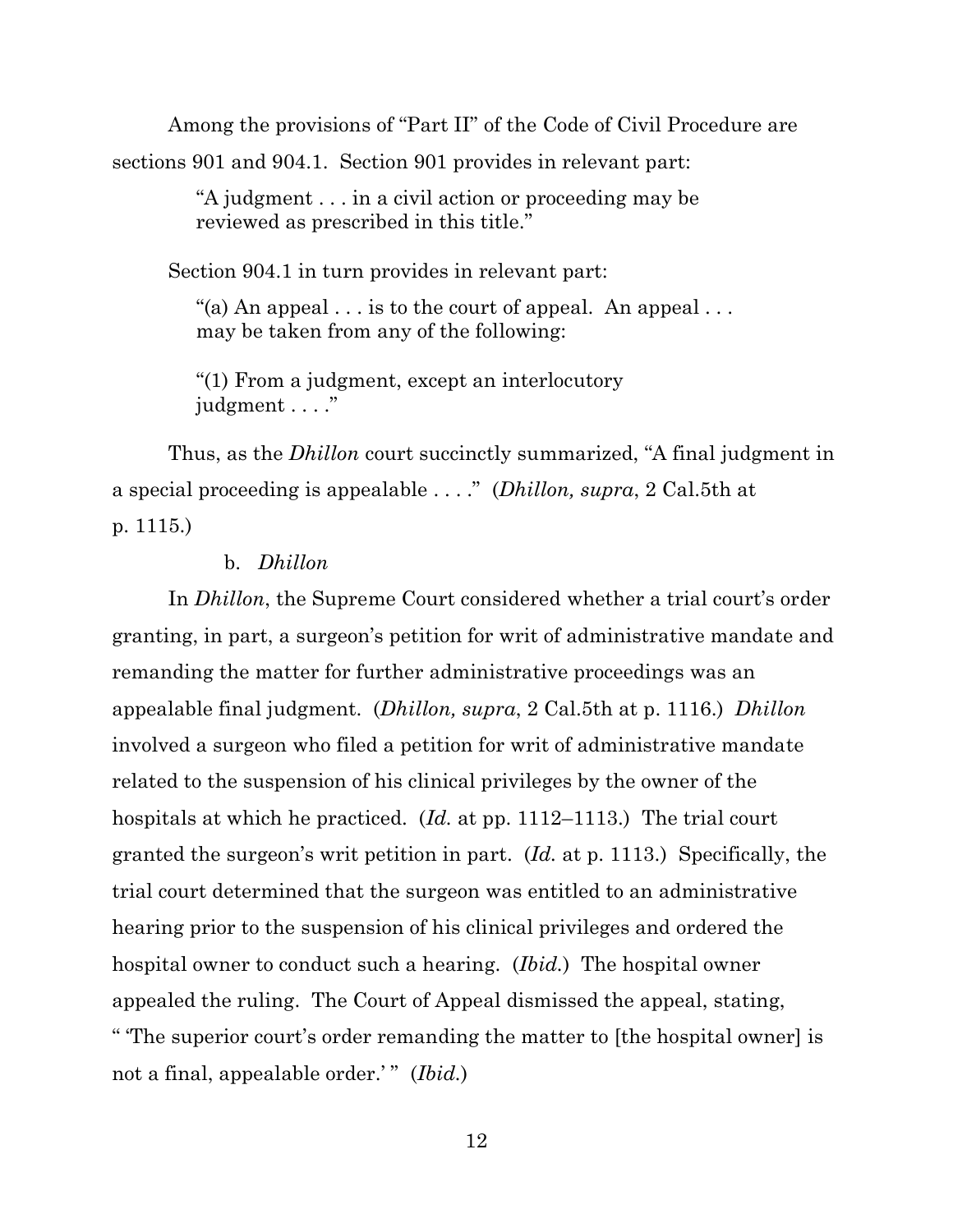Among the provisions of "Part II" of the Code of Civil Procedure are sections 901 and 904.1. Section 901 provides in relevant part:

> "A judgment . . . in a civil action or proceeding may be reviewed as prescribed in this title."

Section 904.1 in turn provides in relevant part:

> "(a) An appeal . . . is to the court of appeal. An appeal . . . may be taken from any of the following:
>
> "(1) From a judgment, except an interlocutory judgment . . . ."

Thus, as the *Dhillon* court succinctly summarized, "A final judgment in a special proceeding is appealable . . . ." (*Dhillon, supra*, 2 Cal.5th at p. 1115.)

b. *Dhillon*

In *Dhillon*, the Supreme Court considered whether a trial court's order granting, in part, a surgeon's petition for writ of administrative mandate and remanding the matter for further administrative proceedings was an appealable final judgment. (*Dhillon, supra*, 2 Cal.5th at p. 1116.) *Dhillon* involved a surgeon who filed a petition for writ of administrative mandate related to the suspension of his clinical privileges by the owner of the hospitals at which he practiced. (*Id.* at pp. 1112–1113.) The trial court granted the surgeon's writ petition in part. (*Id.* at p. 1113.) Specifically, the trial court determined that the surgeon was entitled to an administrative hearing prior to the suspension of his clinical privileges and ordered the hospital owner to conduct such a hearing. (*Ibid.*) The hospital owner appealed the ruling. The Court of Appeal dismissed the appeal, stating, " 'The superior court's order remanding the matter to [the hospital owner] is not a final, appealable order.' " (*Ibid.*)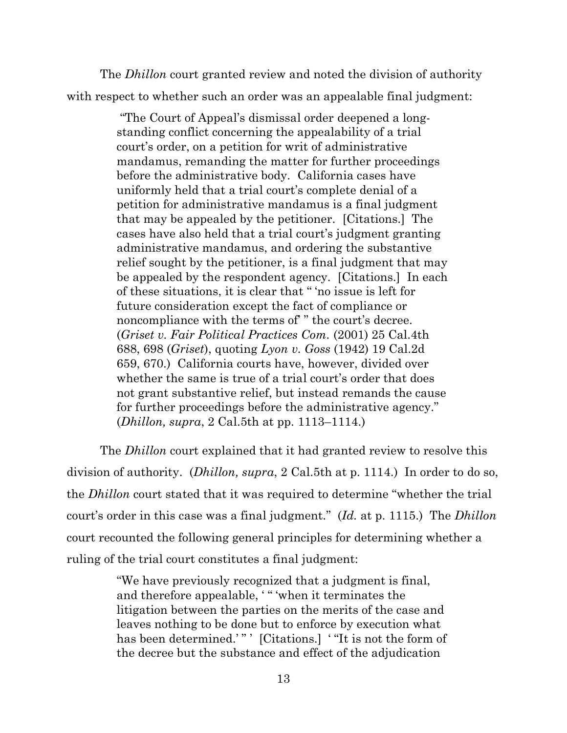The *Dhillon* court granted review and noted the division of authority with respect to whether such an order was an appealable final judgment:

> "The Court of Appeal's dismissal order deepened a long-standing conflict concerning the appealability of a trial court's order, on a petition for writ of administrative mandamus, remanding the matter for further proceedings before the administrative body. California cases have uniformly held that a trial court's complete denial of a petition for administrative mandamus is a final judgment that may be appealed by the petitioner. [Citations.] The cases have also held that a trial court's judgment granting administrative mandamus, and ordering the substantive relief sought by the petitioner, is a final judgment that may be appealed by the respondent agency. [Citations.] In each of these situations, it is clear that " 'no issue is left for future consideration except the fact of compliance or noncompliance with the terms of' " the court's decree. (*Griset v. Fair Political Practices Com*. (2001) 25 Cal.4th 688, 698 (*Griset*), quoting *Lyon v. Goss* (1942) 19 Cal.2d 659, 670.) California courts have, however, divided over whether the same is true of a trial court's order that does not grant substantive relief, but instead remands the cause for further proceedings before the administrative agency." (*Dhillon, supra*, 2 Cal.5th at pp. 1113–1114.)

The *Dhillon* court explained that it had granted review to resolve this division of authority. (*Dhillon, supra*, 2 Cal.5th at p. 1114.) In order to do so, the *Dhillon* court stated that it was required to determine "whether the trial court's order in this case was a final judgment." (*Id.* at p. 1115.) The *Dhillon* court recounted the following general principles for determining whether a ruling of the trial court constitutes a final judgment:

> "We have previously recognized that a judgment is final, and therefore appealable, ' " 'when it terminates the litigation between the parties on the merits of the case and leaves nothing to be done but to enforce by execution what has been determined.' " ' [Citations.] ' "It is not the form of the decree but the substance and effect of the adjudication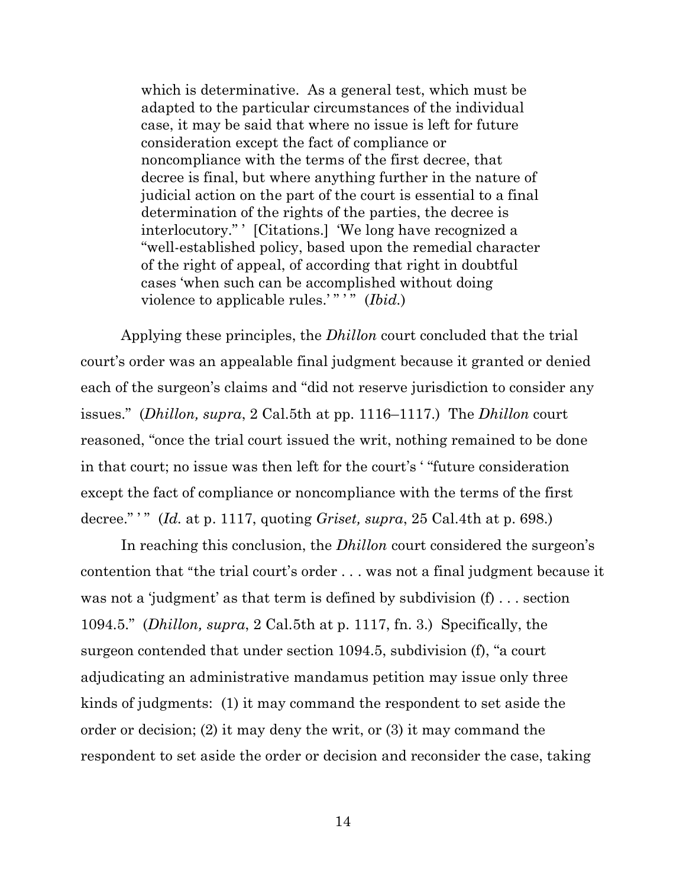> which is determinative. As a general test, which must be adapted to the particular circumstances of the individual case, it may be said that where no issue is left for future consideration except the fact of compliance or noncompliance with the terms of the first decree, that decree is final, but where anything further in the nature of judicial action on the part of the court is essential to a final determination of the rights of the parties, the decree is interlocutory." ' [Citations.] 'We long have recognized a "well-established policy, based upon the remedial character of the right of appeal, of according that right in doubtful cases 'when such can be accomplished without doing violence to applicable rules.' " ' " (*Ibid.*)

Applying these principles, the *Dhillon* court concluded that the trial court's order was an appealable final judgment because it granted or denied each of the surgeon's claims and "did not reserve jurisdiction to consider any issues." (*Dhillon, supra*, 2 Cal.5th at pp. 1116–1117.) The *Dhillon* court reasoned, "once the trial court issued the writ, nothing remained to be done in that court; no issue was then left for the court's ' "future consideration except the fact of compliance or noncompliance with the terms of the first decree." ' " (*Id.* at p. 1117, quoting *Griset, supra*, 25 Cal.4th at p. 698.)

In reaching this conclusion, the *Dhillon* court considered the surgeon's contention that "the trial court's order . . . was not a final judgment because it was not a 'judgment' as that term is defined by subdivision (f) . . . section 1094.5." (*Dhillon, supra*, 2 Cal.5th at p. 1117, fn. 3.) Specifically, the surgeon contended that under section 1094.5, subdivision (f), "a court adjudicating an administrative mandamus petition may issue only three kinds of judgments: (1) it may command the respondent to set aside the order or decision; (2) it may deny the writ, or (3) it may command the respondent to set aside the order or decision and reconsider the case, taking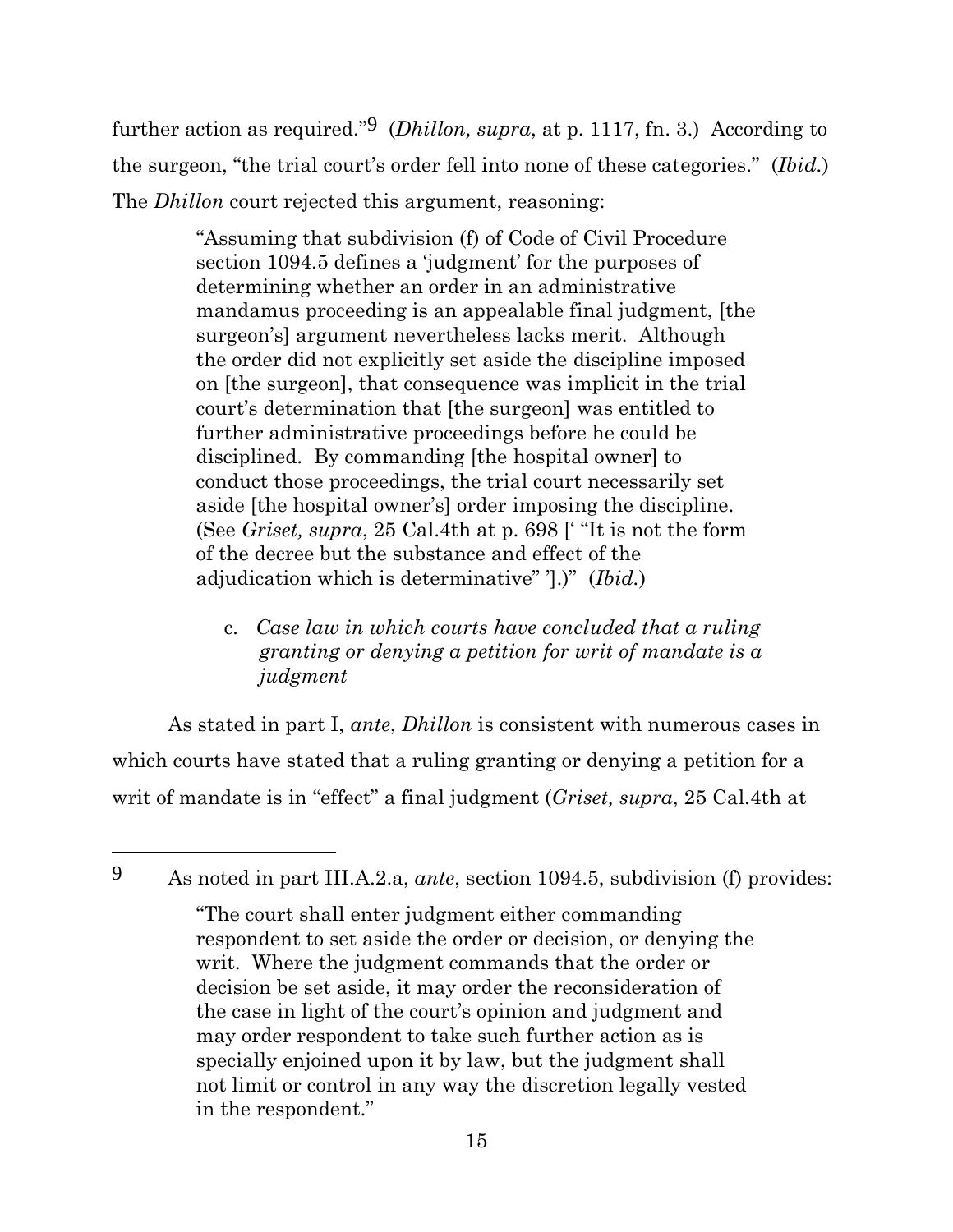further action as required."[9] (*Dhillon, supra*, at p. 1117, fn. 3.) According to the surgeon, "the trial court's order fell into none of these categories." (*Ibid.*) The *Dhillon* court rejected this argument, reasoning:

> "Assuming that subdivision (f) of Code of Civil Procedure section 1094.5 defines a 'judgment' for the purposes of determining whether an order in an administrative mandamus proceeding is an appealable final judgment, [the surgeon's] argument nevertheless lacks merit. Although the order did not explicitly set aside the discipline imposed on [the surgeon], that consequence was implicit in the trial court's determination that [the surgeon] was entitled to further administrative proceedings before he could be disciplined. By commanding [the hospital owner] to conduct those proceedings, the trial court necessarily set aside [the hospital owner's] order imposing the discipline. (See *Griset, supra*, 25 Cal.4th at p. 698 [' "It is not the form of the decree but the substance and effect of the adjudication which is determinative" '].)" (*Ibid.*)

c. *Case law in which courts have concluded that a ruling granting or denying a petition for writ of mandate is a judgment*

As stated in part I, *ante*, *Dhillon* is consistent with numerous cases in which courts have stated that a ruling granting or denying a petition for a writ of mandate is in "effect" a final judgment (*Griset, supra*, 25 Cal.4th at

---

[9] As noted in part III.A.2.a, *ante*, section 1094.5, subdivision (f) provides:

> "The court shall enter judgment either commanding respondent to set aside the order or decision, or denying the writ. Where the judgment commands that the order or decision be set aside, it may order the reconsideration of the case in light of the court's opinion and judgment and may order respondent to take such further action as is specially enjoined upon it by law, but the judgment shall not limit or control in any way the discretion legally vested in the respondent."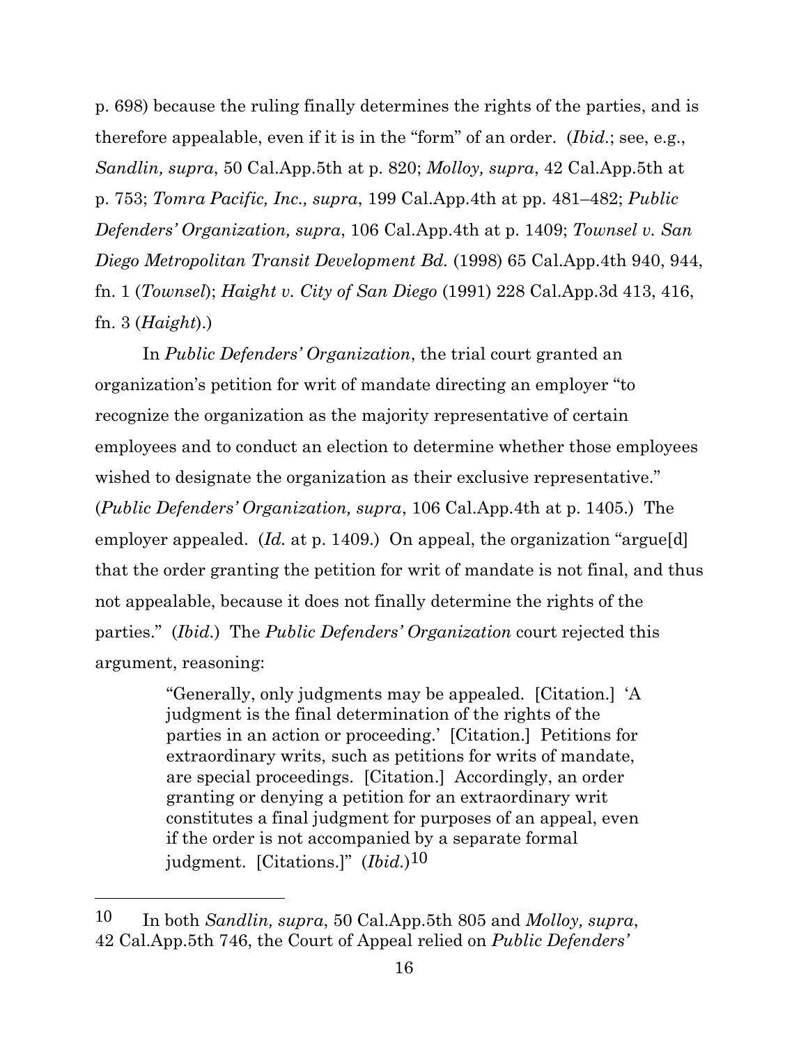p. 698) because the ruling finally determines the rights of the parties, and is therefore appealable, even if it is in the "form" of an order. (*Ibid.*; see, e.g., *Sandlin, supra*, 50 Cal.App.5th at p. 820; *Molloy, supra*, 42 Cal.App.5th at p. 753; *Tomra Pacific, Inc., supra*, 199 Cal.App.4th at pp. 481–482; *Public Defenders' Organization, supra*, 106 Cal.App.4th at p. 1409; *Townsel v. San Diego Metropolitan Transit Development Bd.* (1998) 65 Cal.App.4th 940, 944, fn. 1 (*Townsel*); *Haight v. City of San Diego* (1991) 228 Cal.App.3d 413, 416, fn. 3 (*Haight*).)

In *Public Defenders' Organization*, the trial court granted an organization's petition for writ of mandate directing an employer "to recognize the organization as the majority representative of certain employees and to conduct an election to determine whether those employees wished to designate the organization as their exclusive representative." (*Public Defenders' Organization, supra*, 106 Cal.App.4th at p. 1405.) The employer appealed. (*Id.* at p. 1409.) On appeal, the organization "argue[d] that the order granting the petition for writ of mandate is not final, and thus not appealable, because it does not finally determine the rights of the parties." (*Ibid.*) The *Public Defenders' Organization* court rejected this argument, reasoning:

> "Generally, only judgments may be appealed. [Citation.] 'A judgment is the final determination of the rights of the parties in an action or proceeding.' [Citation.] Petitions for extraordinary writs, such as petitions for writs of mandate, are special proceedings. [Citation.] Accordingly, an order granting or denying a petition for an extraordinary writ constitutes a final judgment for purposes of an appeal, even if the order is not accompanied by a separate formal judgment. [Citations.]" (*Ibid.*)[10]

---

[10] In both *Sandlin, supra*, 50 Cal.App.5th 805 and *Molloy, supra*, 42 Cal.App.5th 746, the Court of Appeal relied on *Public Defenders'*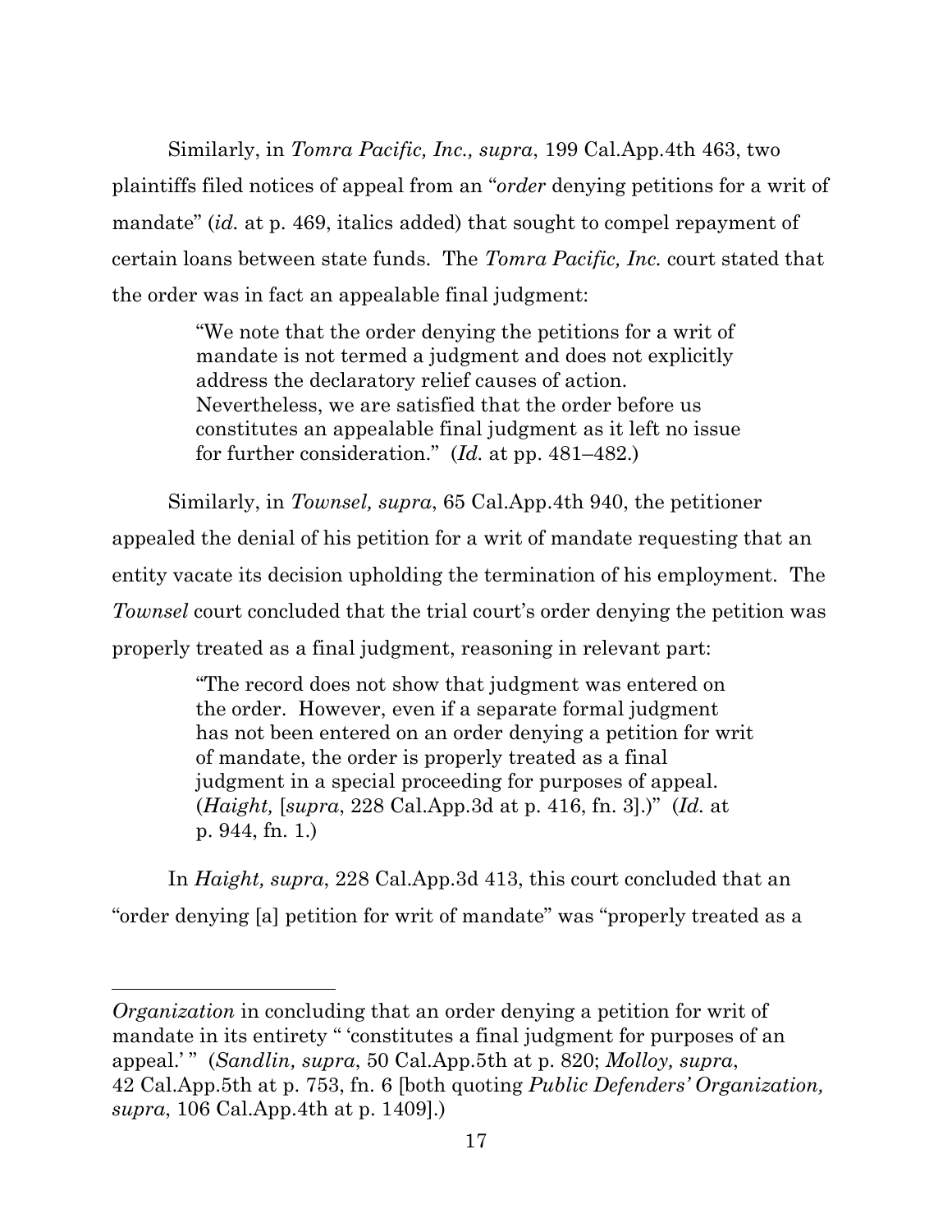Similarly, in *Tomra Pacific, Inc., supra*, 199 Cal.App.4th 463, two plaintiffs filed notices of appeal from an "*order* denying petitions for a writ of mandate" (*id.* at p. 469, italics added) that sought to compel repayment of certain loans between state funds. The *Tomra Pacific, Inc.* court stated that the order was in fact an appealable final judgment:

> "We note that the order denying the petitions for a writ of mandate is not termed a judgment and does not explicitly address the declaratory relief causes of action. Nevertheless, we are satisfied that the order before us constitutes an appealable final judgment as it left no issue for further consideration." (*Id.* at pp. 481–482.)

Similarly, in *Townsel, supra*, 65 Cal.App.4th 940, the petitioner appealed the denial of his petition for a writ of mandate requesting that an entity vacate its decision upholding the termination of his employment. The *Townsel* court concluded that the trial court's order denying the petition was properly treated as a final judgment, reasoning in relevant part:

> "The record does not show that judgment was entered on the order. However, even if a separate formal judgment has not been entered on an order denying a petition for writ of mandate, the order is properly treated as a final judgment in a special proceeding for purposes of appeal. (*Haight,* [*supra*, 228 Cal.App.3d at p. 416, fn. 3].)" (*Id.* at p. 944, fn. 1.)

In *Haight, supra*, 228 Cal.App.3d 413, this court concluded that an "order denying [a] petition for writ of mandate" was "properly treated as a

---

*Organization* in concluding that an order denying a petition for writ of mandate in its entirety " 'constitutes a final judgment for purposes of an appeal.' " (*Sandlin, supra*, 50 Cal.App.5th at p. 820; *Molloy, supra*, 42 Cal.App.5th at p. 753, fn. 6 [both quoting *Public Defenders' Organization, supra*, 106 Cal.App.4th at p. 1409].)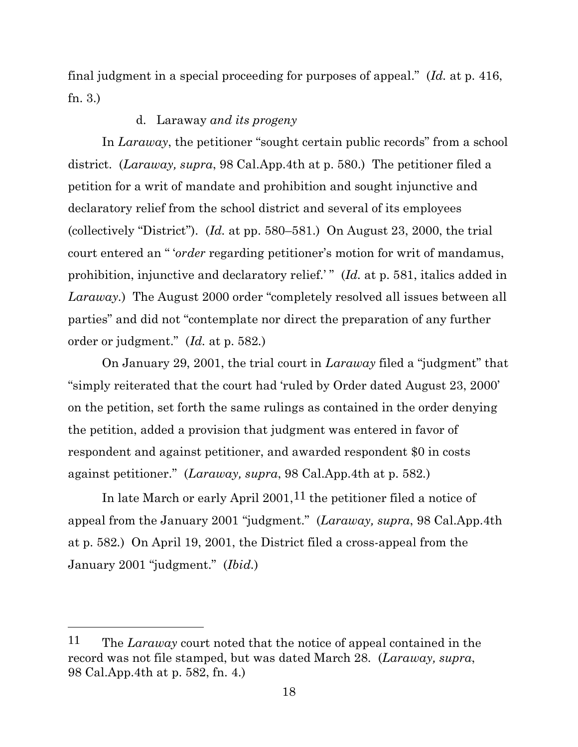final judgment in a special proceeding for purposes of appeal." (*Id.* at p. 416, fn. 3.)

d. Laraway *and its progeny*

In *Laraway*, the petitioner "sought certain public records" from a school district. (*Laraway, supra*, 98 Cal.App.4th at p. 580.) The petitioner filed a petition for a writ of mandate and prohibition and sought injunctive and declaratory relief from the school district and several of its employees (collectively "District"). (*Id.* at pp. 580–581.) On August 23, 2000, the trial court entered an " '*order* regarding petitioner's motion for writ of mandamus, prohibition, injunctive and declaratory relief.' " (*Id.* at p. 581, italics added in *Laraway*.) The August 2000 order "completely resolved all issues between all parties" and did not "contemplate nor direct the preparation of any further order or judgment." (*Id.* at p. 582.)

On January 29, 2001, the trial court in *Laraway* filed a "judgment" that "simply reiterated that the court had 'ruled by Order dated August 23, 2000' on the petition, set forth the same rulings as contained in the order denying the petition, added a provision that judgment was entered in favor of respondent and against petitioner, and awarded respondent $0 in costs against petitioner." (*Laraway, supra*, 98 Cal.App.4th at p. 582.)

In late March or early April 2001,[11] the petitioner filed a notice of appeal from the January 2001 "judgment." (*Laraway, supra*, 98 Cal.App.4th at p. 582.) On April 19, 2001, the District filed a cross-appeal from the January 2001 "judgment." (*Ibid.*)

---

[11] The *Laraway* court noted that the notice of appeal contained in the record was not file stamped, but was dated March 28. (*Laraway, supra*, 98 Cal.App.4th at p. 582, fn. 4.)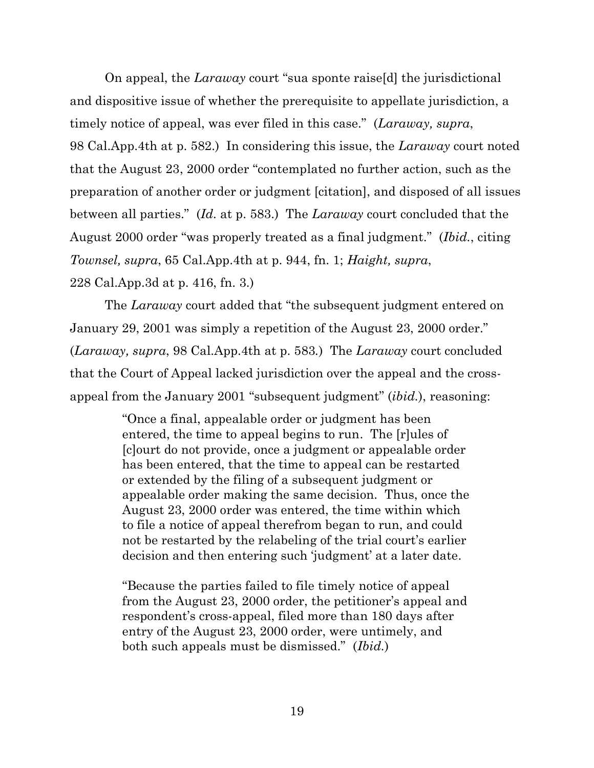On appeal, the *Laraway* court "sua sponte raise[d] the jurisdictional and dispositive issue of whether the prerequisite to appellate jurisdiction, a timely notice of appeal, was ever filed in this case." (*Laraway, supra*, 98 Cal.App.4th at p. 582.) In considering this issue, the *Laraway* court noted that the August 23, 2000 order "contemplated no further action, such as the preparation of another order or judgment [citation], and disposed of all issues between all parties." (*Id.* at p. 583.) The *Laraway* court concluded that the August 2000 order "was properly treated as a final judgment." (*Ibid.*, citing *Townsel, supra*, 65 Cal.App.4th at p. 944, fn. 1; *Haight, supra*, 228 Cal.App.3d at p. 416, fn. 3.)

The *Laraway* court added that "the subsequent judgment entered on January 29, 2001 was simply a repetition of the August 23, 2000 order." (*Laraway, supra*, 98 Cal.App.4th at p. 583.) The *Laraway* court concluded that the Court of Appeal lacked jurisdiction over the appeal and the cross-appeal from the January 2001 "subsequent judgment" (*ibid.*), reasoning:

> "Once a final, appealable order or judgment has been entered, the time to appeal begins to run. The [r]ules of [c]ourt do not provide, once a judgment or appealable order has been entered, that the time to appeal can be restarted or extended by the filing of a subsequent judgment or appealable order making the same decision. Thus, once the August 23, 2000 order was entered, the time within which to file a notice of appeal therefrom began to run, and could not be restarted by the relabeling of the trial court's earlier decision and then entering such 'judgment' at a later date.
>
> "Because the parties failed to file timely notice of appeal from the August 23, 2000 order, the petitioner's appeal and respondent's cross-appeal, filed more than 180 days after entry of the August 23, 2000 order, were untimely, and both such appeals must be dismissed." (*Ibid.*)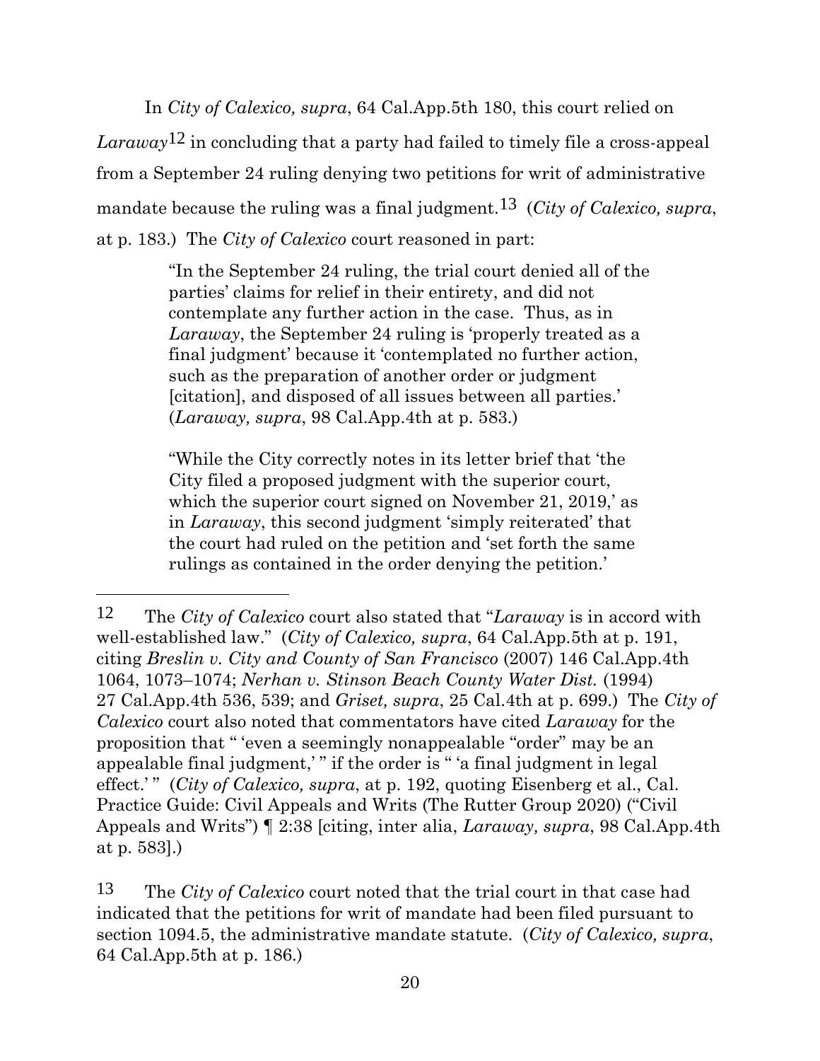In *City of Calexico, supra*, 64 Cal.App.5th 180, this court relied on *Laraway*[12] in concluding that a party had failed to timely file a cross-appeal from a September 24 ruling denying two petitions for writ of administrative mandate because the ruling was a final judgment.[13] (*City of Calexico, supra*, at p. 183.) The *City of Calexico* court reasoned in part:

> "In the September 24 ruling, the trial court denied all of the parties' claims for relief in their entirety, and did not contemplate any further action in the case. Thus, as in *Laraway*, the September 24 ruling is 'properly treated as a final judgment' because it 'contemplated no further action, such as the preparation of another order or judgment [citation], and disposed of all issues between all parties.' (*Laraway, supra*, 98 Cal.App.4th at p. 583.)
>
> "While the City correctly notes in its letter brief that 'the City filed a proposed judgment with the superior court, which the superior court signed on November 21, 2019,' as in *Laraway*, this second judgment 'simply reiterated' that the court had ruled on the petition and 'set forth the same rulings as contained in the order denying the petition.'

---

[12] The *City of Calexico* court also stated that "*Laraway* is in accord with well-established law." (*City of Calexico, supra*, 64 Cal.App.5th at p. 191, citing *Breslin v. City and County of San Francisco* (2007) 146 Cal.App.4th 1064, 1073–1074; *Nerhan v. Stinson Beach County Water Dist.* (1994) 27 Cal.App.4th 536, 539; and *Griset, supra*, 25 Cal.4th at p. 699.) The *City of Calexico* court also noted that commentators have cited *Laraway* for the proposition that " 'even a seemingly nonappealable "order" may be an appealable final judgment,' " if the order is " 'a final judgment in legal effect.' " (*City of Calexico, supra*, at p. 192, quoting Eisenberg et al., Cal. Practice Guide: Civil Appeals and Writs (The Rutter Group 2020) ("Civil Appeals and Writs") ¶ 2:38 [citing, inter alia, *Laraway, supra*, 98 Cal.App.4th at p. 583].)

[13] The *City of Calexico* court noted that the trial court in that case had indicated that the petitions for writ of mandate had been filed pursuant to section 1094.5, the administrative mandate statute. (*City of Calexico, supra*, 64 Cal.App.5th at p. 186.)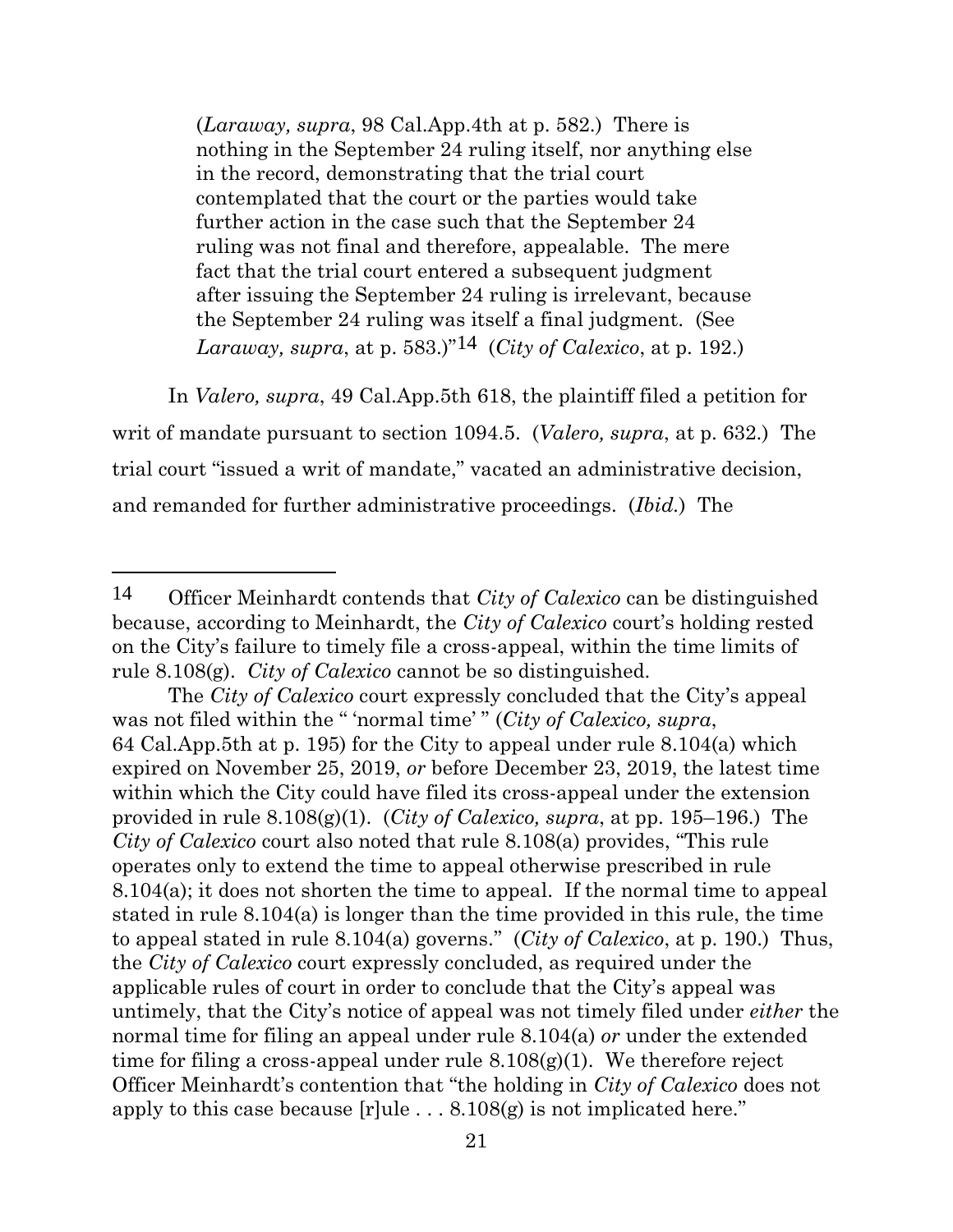(*Laraway, supra*, 98 Cal.App.4th at p. 582.) There is nothing in the September 24 ruling itself, nor anything else in the record, demonstrating that the trial court contemplated that the court or the parties would take further action in the case such that the September 24 ruling was not final and therefore, appealable. The mere fact that the trial court entered a subsequent judgment after issuing the September 24 ruling is irrelevant, because the September 24 ruling was itself a final judgment. (See *Laraway, supra*, at p. 583.)"[14] (*City of Calexico*, at p. 192.)

In *Valero, supra*, 49 Cal.App.5th 618, the plaintiff filed a petition for writ of mandate pursuant to section 1094.5. (*Valero, supra*, at p. 632.) The trial court "issued a writ of mandate," vacated an administrative decision, and remanded for further administrative proceedings. (*Ibid.*) The

---

[14] Officer Meinhardt contends that *City of Calexico* can be distinguished because, according to Meinhardt, the *City of Calexico* court's holding rested on the City's failure to timely file a cross-appeal, within the time limits of rule 8.108(g). *City of Calexico* cannot be so distinguished.

The *City of Calexico* court expressly concluded that the City's appeal was not filed within the " 'normal time' " (*City of Calexico, supra*, 64 Cal.App.5th at p. 195) for the City to appeal under rule 8.104(a) which expired on November 25, 2019, *or* before December 23, 2019, the latest time within which the City could have filed its cross-appeal under the extension provided in rule 8.108(g)(1). (*City of Calexico, supra*, at pp. 195–196.) The *City of Calexico* court also noted that rule 8.108(a) provides, "This rule operates only to extend the time to appeal otherwise prescribed in rule 8.104(a); it does not shorten the time to appeal. If the normal time to appeal stated in rule 8.104(a) is longer than the time provided in this rule, the time to appeal stated in rule 8.104(a) governs." (*City of Calexico*, at p. 190.) Thus, the *City of Calexico* court expressly concluded, as required under the applicable rules of court in order to conclude that the City's appeal was untimely, that the City's notice of appeal was not timely filed under *either* the normal time for filing an appeal under rule 8.104(a) *or* under the extended time for filing a cross-appeal under rule 8.108(g)(1). We therefore reject Officer Meinhardt's contention that "the holding in *City of Calexico* does not apply to this case because [r]ule . . . 8.108(g) is not implicated here."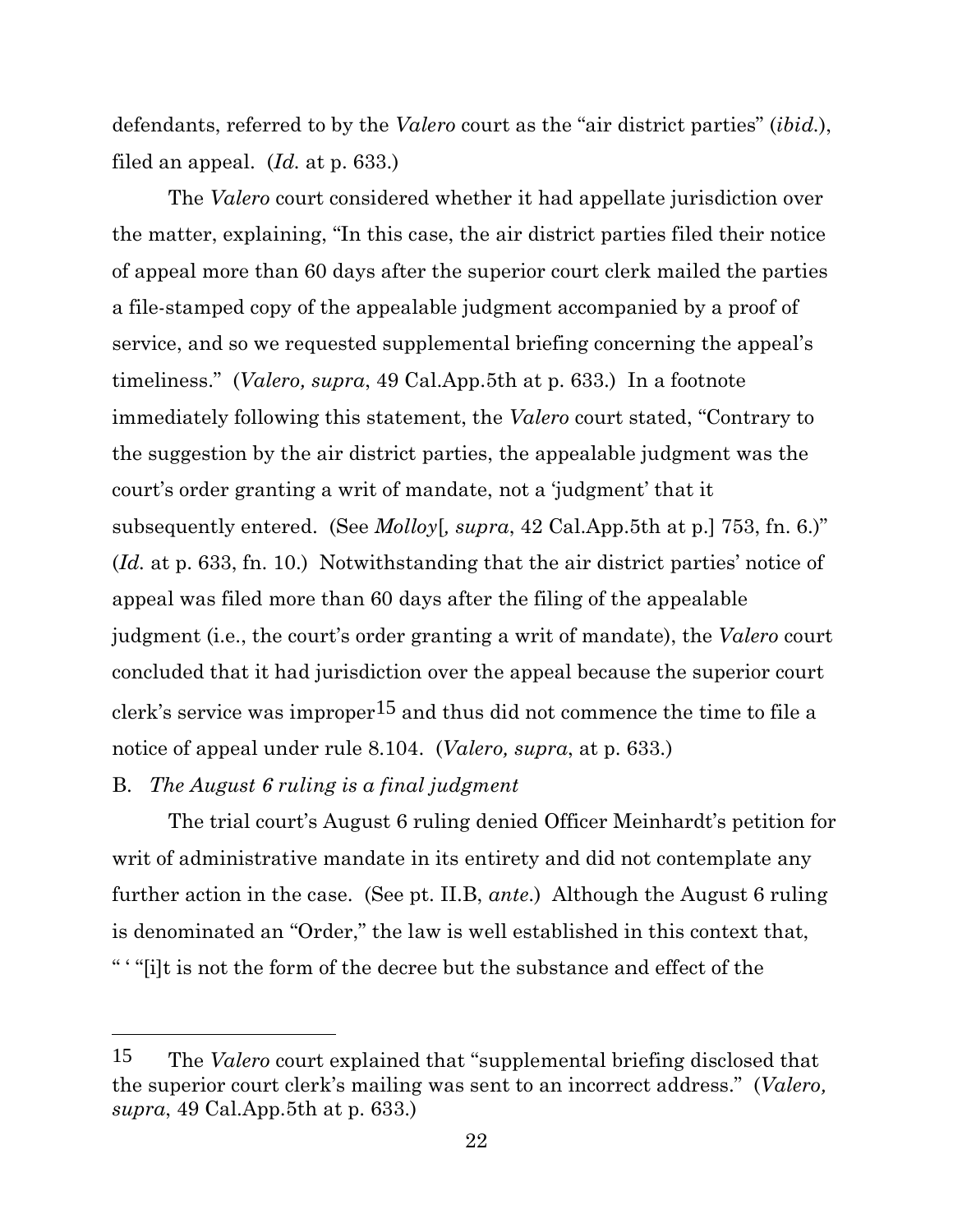defendants, referred to by the *Valero* court as the "air district parties" (*ibid.*), filed an appeal. (*Id.* at p. 633.)

The *Valero* court considered whether it had appellate jurisdiction over the matter, explaining, "In this case, the air district parties filed their notice of appeal more than 60 days after the superior court clerk mailed the parties a file-stamped copy of the appealable judgment accompanied by a proof of service, and so we requested supplemental briefing concerning the appeal's timeliness." (*Valero, supra*, 49 Cal.App.5th at p. 633.) In a footnote immediately following this statement, the *Valero* court stated, "Contrary to the suggestion by the air district parties, the appealable judgment was the court's order granting a writ of mandate, not a 'judgment' that it subsequently entered. (See *Molloy*[*, supra*, 42 Cal.App.5th at p.] 753, fn. 6.)" (*Id.* at p. 633, fn. 10.) Notwithstanding that the air district parties' notice of appeal was filed more than 60 days after the filing of the appealable judgment (i.e., the court's order granting a writ of mandate), the *Valero* court concluded that it had jurisdiction over the appeal because the superior court clerk's service was improper[15] and thus did not commence the time to file a notice of appeal under rule 8.104. (*Valero, supra*, at p. 633.)

B. *The August 6 ruling is a final judgment*

The trial court's August 6 ruling denied Officer Meinhardt's petition for writ of administrative mandate in its entirety and did not contemplate any further action in the case. (See pt. II.B, *ante*.) Although the August 6 ruling is denominated an "Order," the law is well established in this context that, " ' "[i]t is not the form of the decree but the substance and effect of the

---

[15] The *Valero* court explained that "supplemental briefing disclosed that the superior court clerk's mailing was sent to an incorrect address." (*Valero, supra*, 49 Cal.App.5th at p. 633.)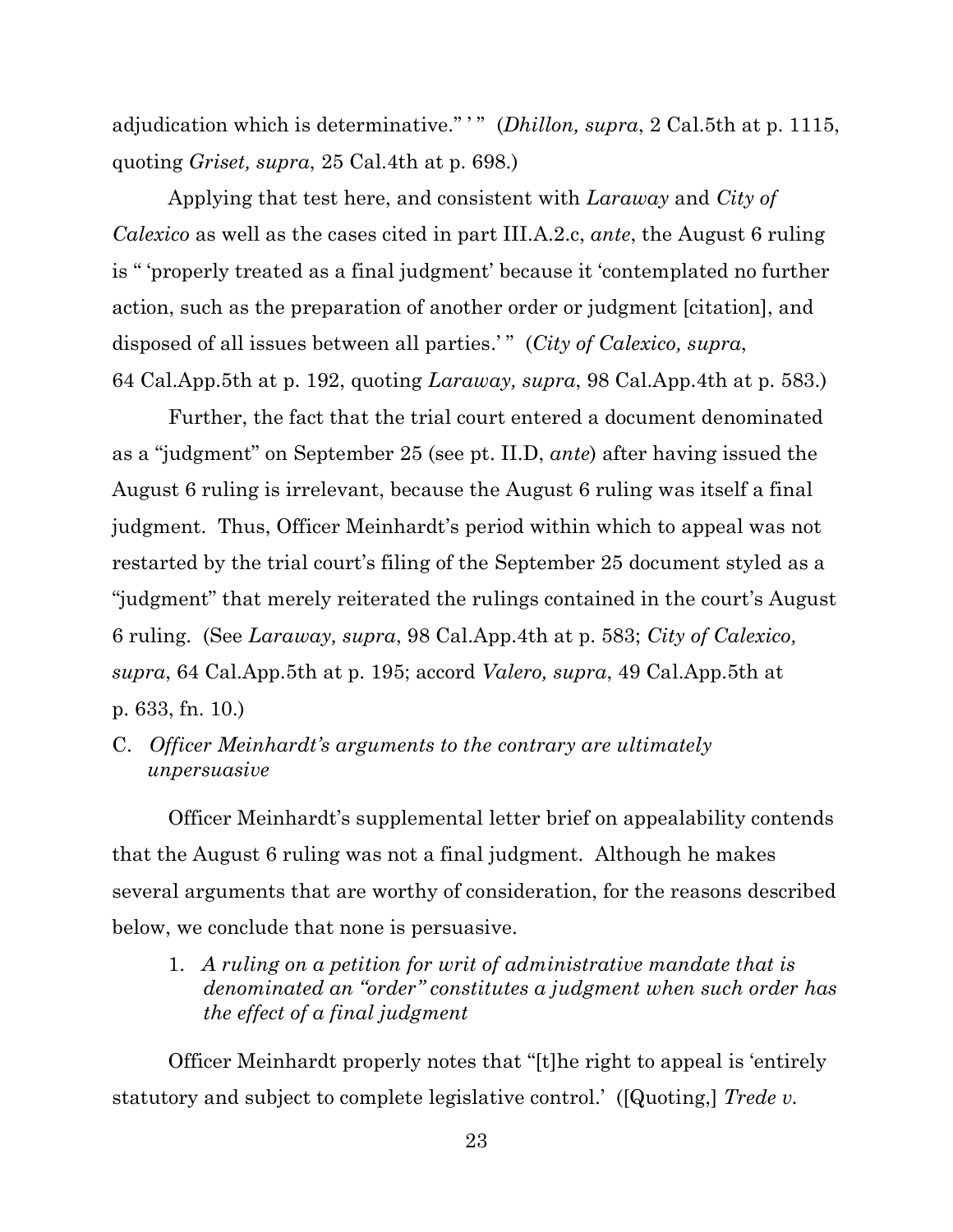adjudication which is determinative." ' " (*Dhillon, supra*, 2 Cal.5th at p. 1115, quoting *Griset, supra*, 25 Cal.4th at p. 698.)

Applying that test here, and consistent with *Laraway* and *City of Calexico* as well as the cases cited in part III.A.2.c, *ante*, the August 6 ruling is " 'properly treated as a final judgment' because it 'contemplated no further action, such as the preparation of another order or judgment [citation], and disposed of all issues between all parties.' " (*City of Calexico, supra*, 64 Cal.App.5th at p. 192, quoting *Laraway, supra*, 98 Cal.App.4th at p. 583.)

Further, the fact that the trial court entered a document denominated as a "judgment" on September 25 (see pt. II.D, *ante*) after having issued the August 6 ruling is irrelevant, because the August 6 ruling was itself a final judgment. Thus, Officer Meinhardt's period within which to appeal was not restarted by the trial court's filing of the September 25 document styled as a "judgment" that merely reiterated the rulings contained in the court's August 6 ruling. (See *Laraway, supra*, 98 Cal.App.4th at p. 583; *City of Calexico, supra*, 64 Cal.App.5th at p. 195; accord *Valero, supra*, 49 Cal.App.5th at p. 633, fn. 10.)

### C. *Officer Meinhardt's arguments to the contrary are ultimately unpersuasive*

Officer Meinhardt's supplemental letter brief on appealability contends that the August 6 ruling was not a final judgment. Although he makes several arguments that are worthy of consideration, for the reasons described below, we conclude that none is persuasive.

#### 1. *A ruling on a petition for writ of administrative mandate that is denominated an "order" constitutes a judgment when such order has the effect of a final judgment*

Officer Meinhardt properly notes that "[t]he right to appeal is 'entirely statutory and subject to complete legislative control.' ([Quoting,] *Trede v.*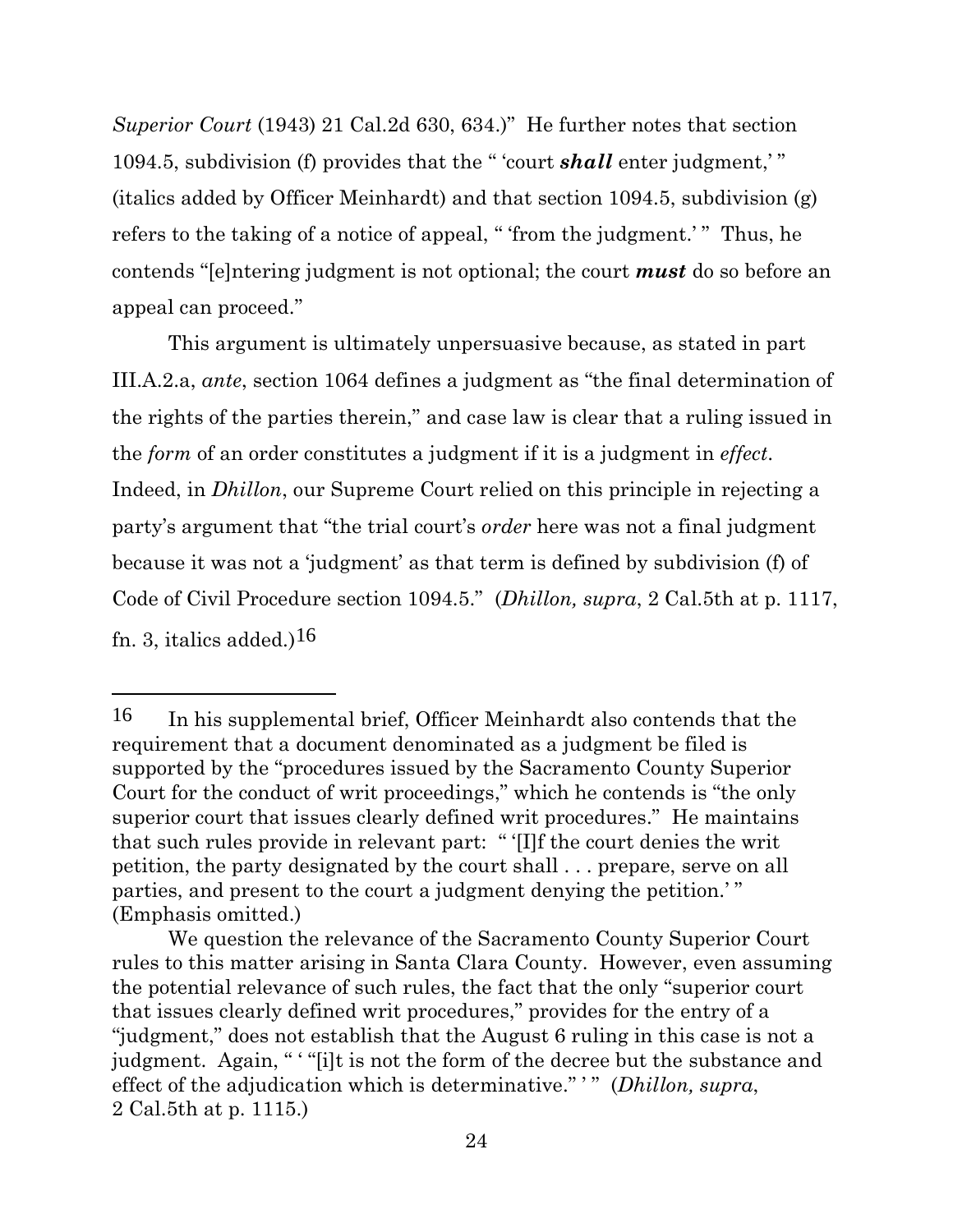*Superior Court* (1943) 21 Cal.2d 630, 634.)" He further notes that section 1094.5, subdivision (f) provides that the " 'court ***shall*** enter judgment,' " (italics added by Officer Meinhardt) and that section 1094.5, subdivision (g) refers to the taking of a notice of appeal, " 'from the judgment.' " Thus, he contends "[e]ntering judgment is not optional; the court ***must*** do so before an appeal can proceed."

This argument is ultimately unpersuasive because, as stated in part III.A.2.a, *ante*, section 1064 defines a judgment as "the final determination of the rights of the parties therein," and case law is clear that a ruling issued in the *form* of an order constitutes a judgment if it is a judgment in *effect*. Indeed, in *Dhillon*, our Supreme Court relied on this principle in rejecting a party's argument that "the trial court's *order* here was not a final judgment because it was not a 'judgment' as that term is defined by subdivision (f) of Code of Civil Procedure section 1094.5." (*Dhillon, supra*, 2 Cal.5th at p. 1117, fn. 3, italics added.)[16]

---

[16] In his supplemental brief, Officer Meinhardt also contends that the requirement that a document denominated as a judgment be filed is supported by the "procedures issued by the Sacramento County Superior Court for the conduct of writ proceedings," which he contends is "the only superior court that issues clearly defined writ procedures." He maintains that such rules provide in relevant part: " '[I]f the court denies the writ petition, the party designated by the court shall . . . prepare, serve on all parties, and present to the court a judgment denying the petition.' " (Emphasis omitted.)

We question the relevance of the Sacramento County Superior Court rules to this matter arising in Santa Clara County. However, even assuming the potential relevance of such rules, the fact that the only "superior court that issues clearly defined writ procedures," provides for the entry of a "judgment," does not establish that the August 6 ruling in this case is not a judgment. Again, " ' "[i]t is not the form of the decree but the substance and effect of the adjudication which is determinative." ' " (*Dhillon, supra*, 2 Cal.5th at p. 1115.)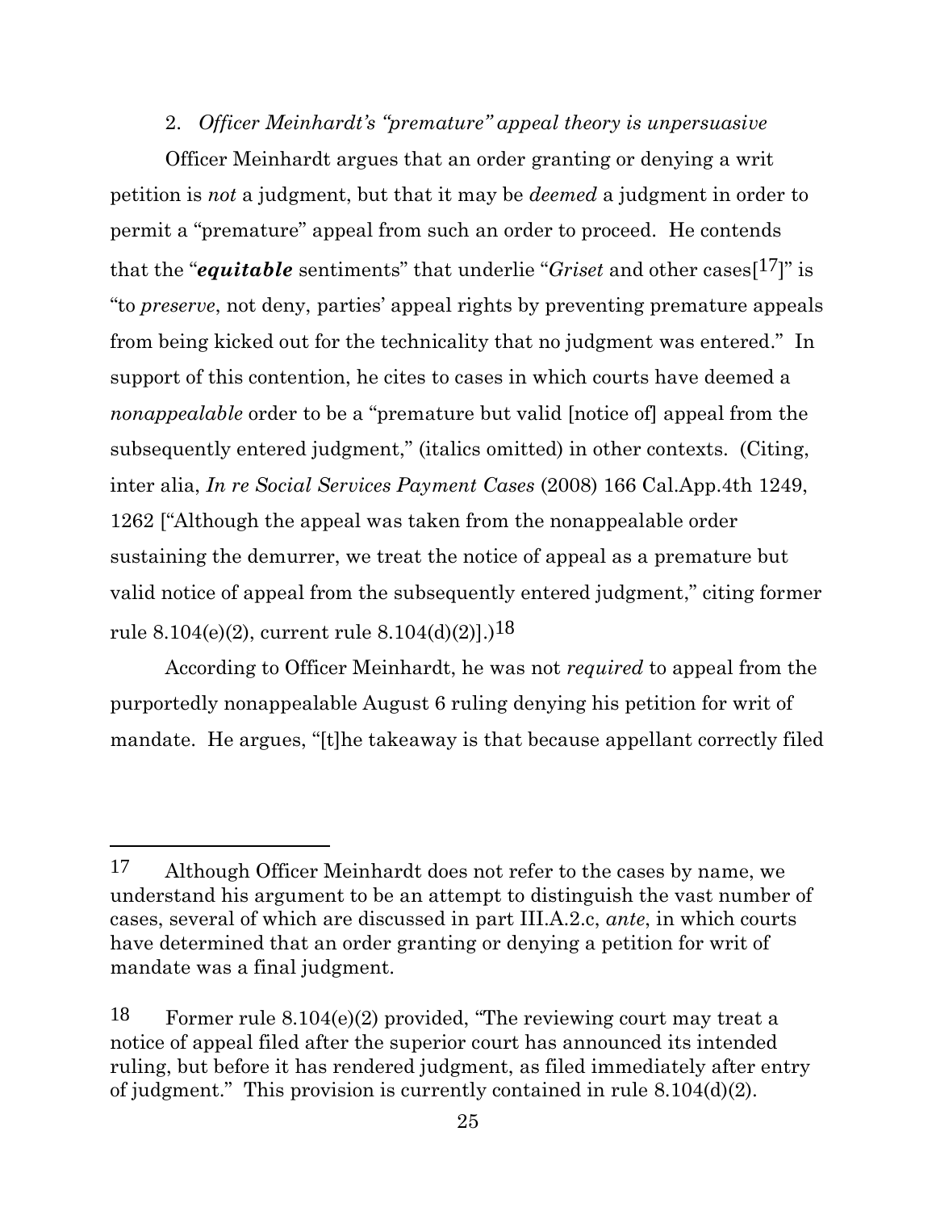2. *Officer Meinhardt's "premature" appeal theory is unpersuasive*

Officer Meinhardt argues that an order granting or denying a writ petition is *not* a judgment, but that it may be *deemed* a judgment in order to permit a "premature" appeal from such an order to proceed. He contends that the "***equitable*** sentiments" that underlie "*Griset* and other cases[17]" is "to *preserve*, not deny, parties' appeal rights by preventing premature appeals from being kicked out for the technicality that no judgment was entered." In support of this contention, he cites to cases in which courts have deemed a *nonappealable* order to be a "premature but valid [notice of] appeal from the subsequently entered judgment," (italics omitted) in other contexts. (Citing, inter alia, *In re Social Services Payment Cases* (2008) 166 Cal.App.4th 1249, 1262 ["Although the appeal was taken from the nonappealable order sustaining the demurrer, we treat the notice of appeal as a premature but valid notice of appeal from the subsequently entered judgment," citing former rule 8.104(e)(2), current rule 8.104(d)(2)].)[18]

According to Officer Meinhardt, he was not *required* to appeal from the purportedly nonappealable August 6 ruling denying his petition for writ of mandate. He argues, "[t]he takeaway is that because appellant correctly filed

---

[17] Although Officer Meinhardt does not refer to the cases by name, we understand his argument to be an attempt to distinguish the vast number of cases, several of which are discussed in part III.A.2.c, *ante*, in which courts have determined that an order granting or denying a petition for writ of mandate was a final judgment.

[18] Former rule 8.104(e)(2) provided, "The reviewing court may treat a notice of appeal filed after the superior court has announced its intended ruling, but before it has rendered judgment, as filed immediately after entry of judgment." This provision is currently contained in rule 8.104(d)(2).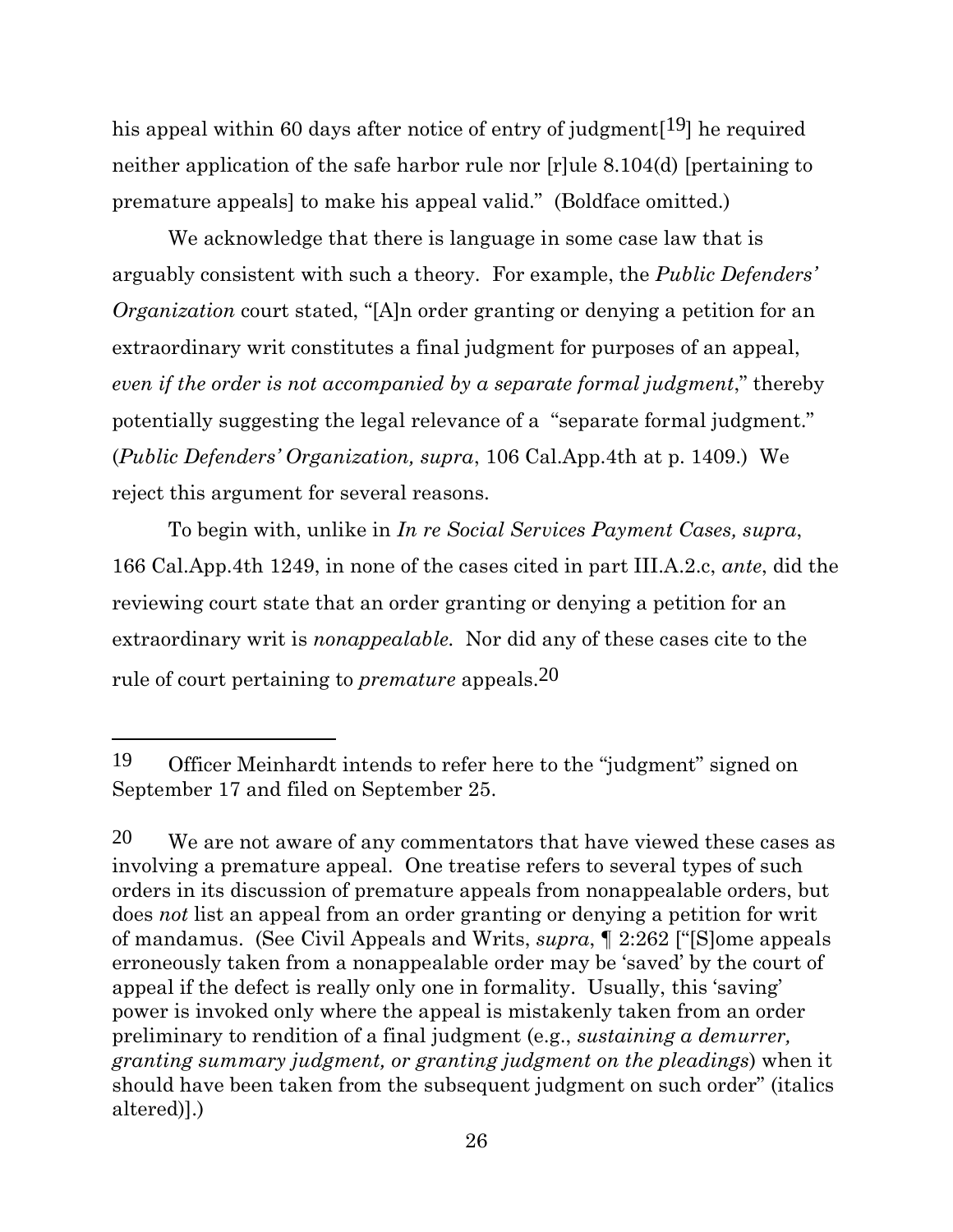his appeal within 60 days after notice of entry of judgment[[19]] he required neither application of the safe harbor rule nor [r]ule 8.104(d) [pertaining to premature appeals] to make his appeal valid." (Boldface omitted.)

We acknowledge that there is language in some case law that is arguably consistent with such a theory. For example, the *Public Defenders' Organization* court stated, "[A]n order granting or denying a petition for an extraordinary writ constitutes a final judgment for purposes of an appeal, *even if the order is not accompanied by a separate formal judgment*," thereby potentially suggesting the legal relevance of a "separate formal judgment." (*Public Defenders' Organization, supra*, 106 Cal.App.4th at p. 1409.) We reject this argument for several reasons.

To begin with, unlike in *In re Social Services Payment Cases, supra*, 166 Cal.App.4th 1249, in none of the cases cited in part III.A.2.c, *ante*, did the reviewing court state that an order granting or denying a petition for an extraordinary writ is *nonappealable.* Nor did any of these cases cite to the rule of court pertaining to *premature* appeals.[20]

---

[19] Officer Meinhardt intends to refer here to the "judgment" signed on September 17 and filed on September 25.

[20] We are not aware of any commentators that have viewed these cases as involving a premature appeal. One treatise refers to several types of such orders in its discussion of premature appeals from nonappealable orders, but does *not* list an appeal from an order granting or denying a petition for writ of mandamus. (See Civil Appeals and Writs, *supra*, ¶ 2:262 ["[S]ome appeals erroneously taken from a nonappealable order may be 'saved' by the court of appeal if the defect is really only one in formality. Usually, this 'saving' power is invoked only where the appeal is mistakenly taken from an order preliminary to rendition of a final judgment (e.g., *sustaining a demurrer, granting summary judgment, or granting judgment on the pleadings*) when it should have been taken from the subsequent judgment on such order" (italics altered)].)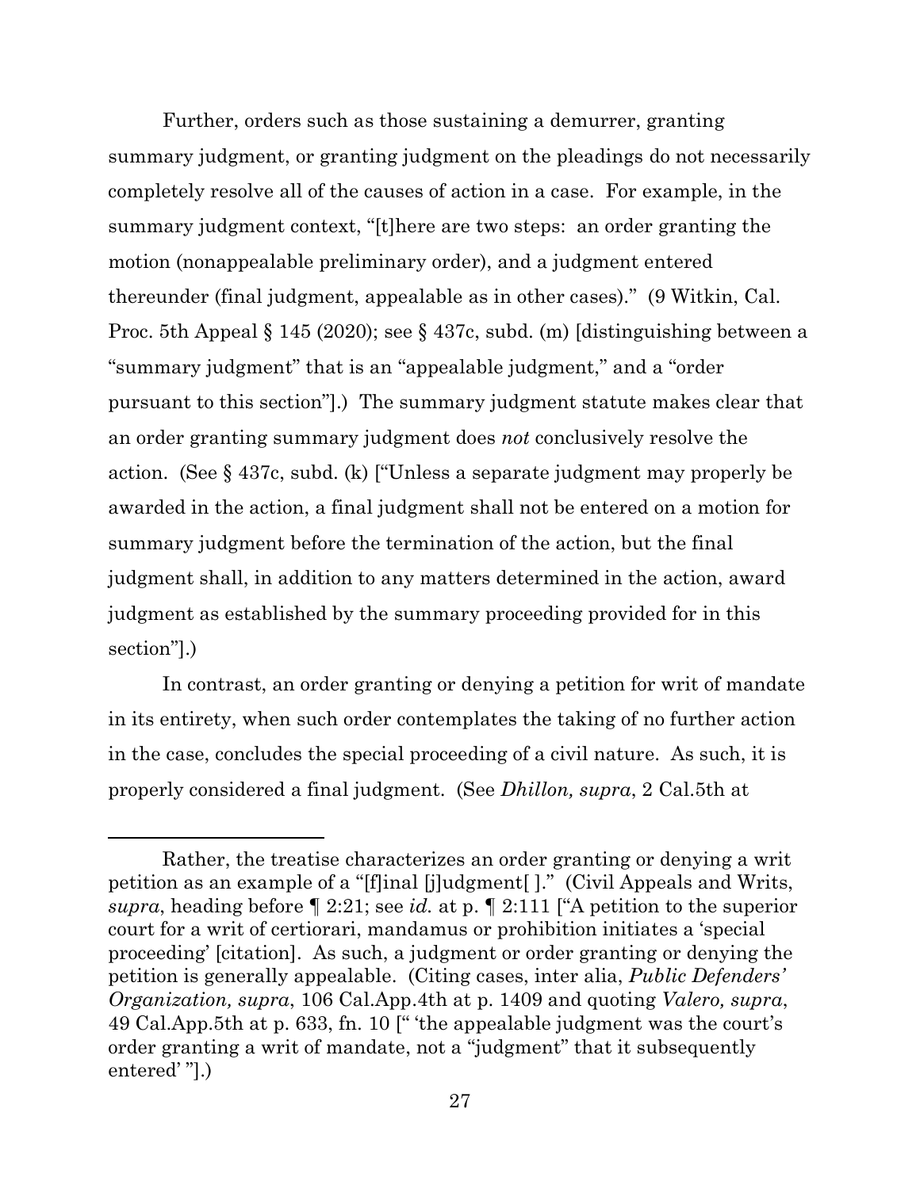Further, orders such as those sustaining a demurrer, granting summary judgment, or granting judgment on the pleadings do not necessarily completely resolve all of the causes of action in a case. For example, in the summary judgment context, "[t]here are two steps: an order granting the motion (nonappealable preliminary order), and a judgment entered thereunder (final judgment, appealable as in other cases)." (9 Witkin, Cal. Proc. 5th Appeal § 145 (2020); see § 437c, subd. (m) [distinguishing between a "summary judgment" that is an "appealable judgment," and a "order pursuant to this section"].) The summary judgment statute makes clear that an order granting summary judgment does *not* conclusively resolve the action. (See § 437c, subd. (k) ["Unless a separate judgment may properly be awarded in the action, a final judgment shall not be entered on a motion for summary judgment before the termination of the action, but the final judgment shall, in addition to any matters determined in the action, award judgment as established by the summary proceeding provided for in this section"].)

In contrast, an order granting or denying a petition for writ of mandate in its entirety, when such order contemplates the taking of no further action in the case, concludes the special proceeding of a civil nature. As such, it is properly considered a final judgment. (See *Dhillon, supra*, 2 Cal.5th at

---

Rather, the treatise characterizes an order granting or denying a writ petition as an example of a "[f]inal [j]udgment[ ]." (Civil Appeals and Writs, *supra*, heading before ¶ 2:21; see *id.* at p. ¶ 2:111 ["A petition to the superior court for a writ of certiorari, mandamus or prohibition initiates a 'special proceeding' [citation]. As such, a judgment or order granting or denying the petition is generally appealable. (Citing cases, inter alia, *Public Defenders' Organization, supra*, 106 Cal.App.4th at p. 1409 and quoting *Valero, supra*, 49 Cal.App.5th at p. 633, fn. 10 [" 'the appealable judgment was the court's order granting a writ of mandate, not a "judgment" that it subsequently entered' "].)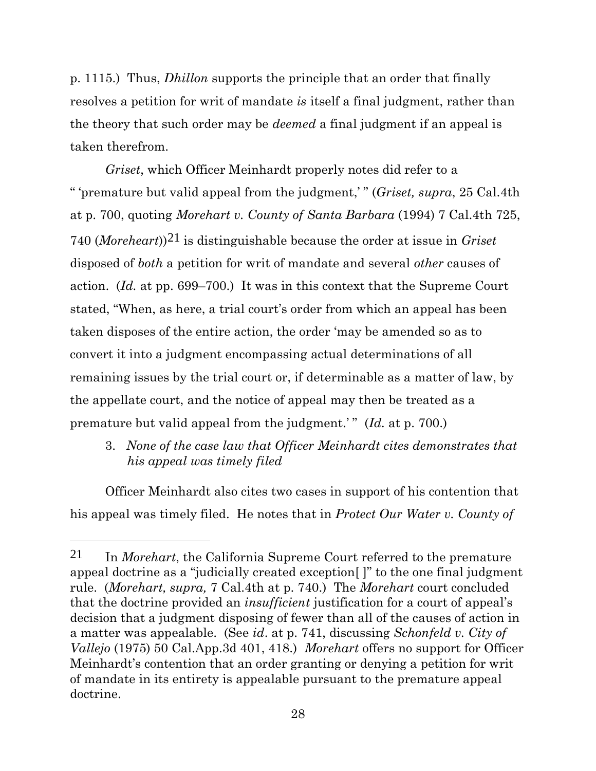p. 1115.) Thus, *Dhillon* supports the principle that an order that finally resolves a petition for writ of mandate *is* itself a final judgment, rather than the theory that such order may be *deemed* a final judgment if an appeal is taken therefrom.

*Griset*, which Officer Meinhardt properly notes did refer to a " 'premature but valid appeal from the judgment,' " (*Griset, supra*, 25 Cal.4th at p. 700, quoting *Morehart v. County of Santa Barbara* (1994) 7 Cal.4th 725, 740 (*Moreheart*))[21] is distinguishable because the order at issue in *Griset* disposed of *both* a petition for writ of mandate and several *other* causes of action. (*Id.* at pp. 699–700.) It was in this context that the Supreme Court stated, "When, as here, a trial court's order from which an appeal has been taken disposes of the entire action, the order 'may be amended so as to convert it into a judgment encompassing actual determinations of all remaining issues by the trial court or, if determinable as a matter of law, by the appellate court, and the notice of appeal may then be treated as a premature but valid appeal from the judgment.' " (*Id.* at p. 700.)

3. *None of the case law that Officer Meinhardt cites demonstrates that his appeal was timely filed*

Officer Meinhardt also cites two cases in support of his contention that his appeal was timely filed. He notes that in *Protect Our Water v. County of*

---

[21] In *Morehart*, the California Supreme Court referred to the premature appeal doctrine as a "judicially created exception[ ]" to the one final judgment rule. (*Morehart, supra,* 7 Cal.4th at p. 740.) The *Morehart* court concluded that the doctrine provided an *insufficient* justification for a court of appeal's decision that a judgment disposing of fewer than all of the causes of action in a matter was appealable. (See *id*. at p. 741, discussing *Schonfeld v. City of Vallejo* (1975) 50 Cal.App.3d 401, 418.) *Morehart* offers no support for Officer Meinhardt's contention that an order granting or denying a petition for writ of mandate in its entirety is appealable pursuant to the premature appeal doctrine.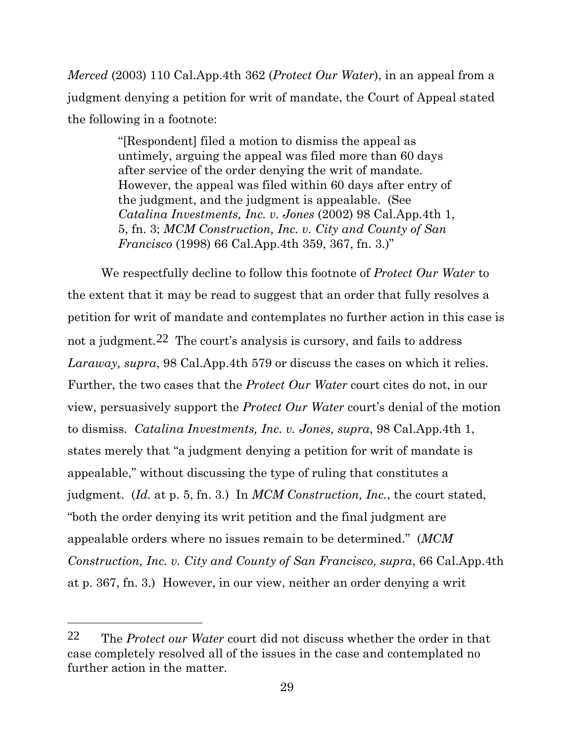*Merced* (2003) 110 Cal.App.4th 362 (*Protect Our Water*), in an appeal from a judgment denying a petition for writ of mandate, the Court of Appeal stated the following in a footnote:

> "[Respondent] filed a motion to dismiss the appeal as untimely, arguing the appeal was filed more than 60 days after service of the order denying the writ of mandate. However, the appeal was filed within 60 days after entry of the judgment, and the judgment is appealable. (See *Catalina Investments, Inc. v. Jones* (2002) 98 Cal.App.4th 1, 5, fn. 3; *MCM Construction, Inc. v. City and County of San Francisco* (1998) 66 Cal.App.4th 359, 367, fn. 3.)"

We respectfully decline to follow this footnote of *Protect Our Water* to the extent that it may be read to suggest that an order that fully resolves a petition for writ of mandate and contemplates no further action in this case is not a judgment.[22] The court's analysis is cursory, and fails to address *Laraway, supra*, 98 Cal.App.4th 579 or discuss the cases on which it relies. Further, the two cases that the *Protect Our Water* court cites do not, in our view, persuasively support the *Protect Our Water* court's denial of the motion to dismiss. *Catalina Investments, Inc. v. Jones, supra*, 98 Cal.App.4th 1, states merely that "a judgment denying a petition for writ of mandate is appealable," without discussing the type of ruling that constitutes a judgment. (*Id.* at p. 5, fn. 3.) In *MCM Construction, Inc.*, the court stated, "both the order denying its writ petition and the final judgment are appealable orders where no issues remain to be determined." (*MCM Construction, Inc. v. City and County of San Francisco, supra*, 66 Cal.App.4th at p. 367, fn. 3.) However, in our view, neither an order denying a writ

---

[22] The *Protect our Water* court did not discuss whether the order in that case completely resolved all of the issues in the case and contemplated no further action in the matter.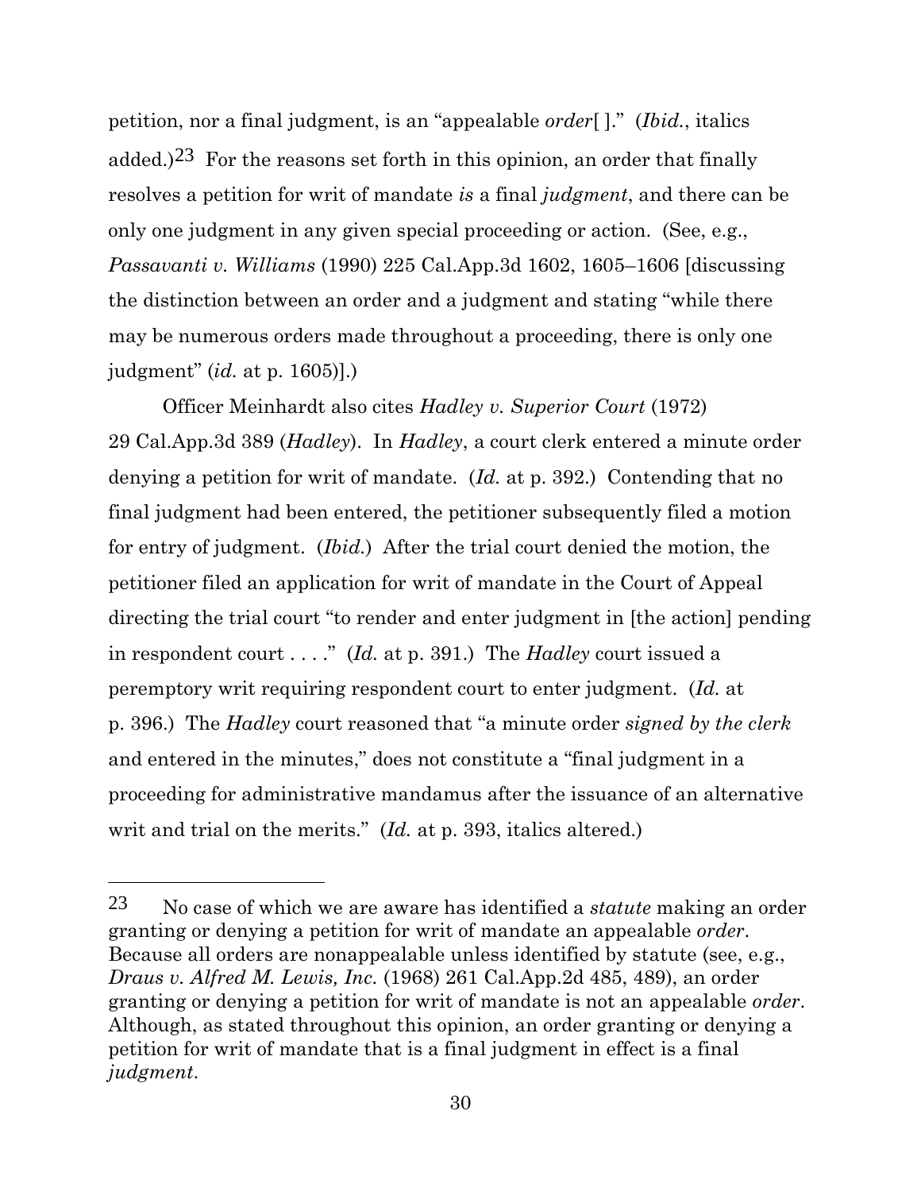petition, nor a final judgment, is an "appealable *order*[ ]." (*Ibid.*, italics added.)[23] For the reasons set forth in this opinion, an order that finally resolves a petition for writ of mandate *is* a final *judgment*, and there can be only one judgment in any given special proceeding or action. (See, e.g., *Passavanti v. Williams* (1990) 225 Cal.App.3d 1602, 1605–1606 [discussing the distinction between an order and a judgment and stating "while there may be numerous orders made throughout a proceeding, there is only one judgment" (*id.* at p. 1605)].)

Officer Meinhardt also cites *Hadley v. Superior Court* (1972) 29 Cal.App.3d 389 (*Hadley*). In *Hadley*, a court clerk entered a minute order denying a petition for writ of mandate. (*Id.* at p. 392.) Contending that no final judgment had been entered, the petitioner subsequently filed a motion for entry of judgment. (*Ibid.*) After the trial court denied the motion, the petitioner filed an application for writ of mandate in the Court of Appeal directing the trial court "to render and enter judgment in [the action] pending in respondent court . . . ." (*Id.* at p. 391.) The *Hadley* court issued a peremptory writ requiring respondent court to enter judgment. (*Id.* at p. 396.) The *Hadley* court reasoned that "a minute order *signed by the clerk* and entered in the minutes," does not constitute a "final judgment in a proceeding for administrative mandamus after the issuance of an alternative writ and trial on the merits." (*Id.* at p. 393, italics altered.)

---

[23] No case of which we are aware has identified a *statute* making an order granting or denying a petition for writ of mandate an appealable *order*. Because all orders are nonappealable unless identified by statute (see, e.g., *Draus v. Alfred M. Lewis, Inc.* (1968) 261 Cal.App.2d 485, 489), an order granting or denying a petition for writ of mandate is not an appealable *order*. Although, as stated throughout this opinion, an order granting or denying a petition for writ of mandate that is a final judgment in effect is a final *judgment*.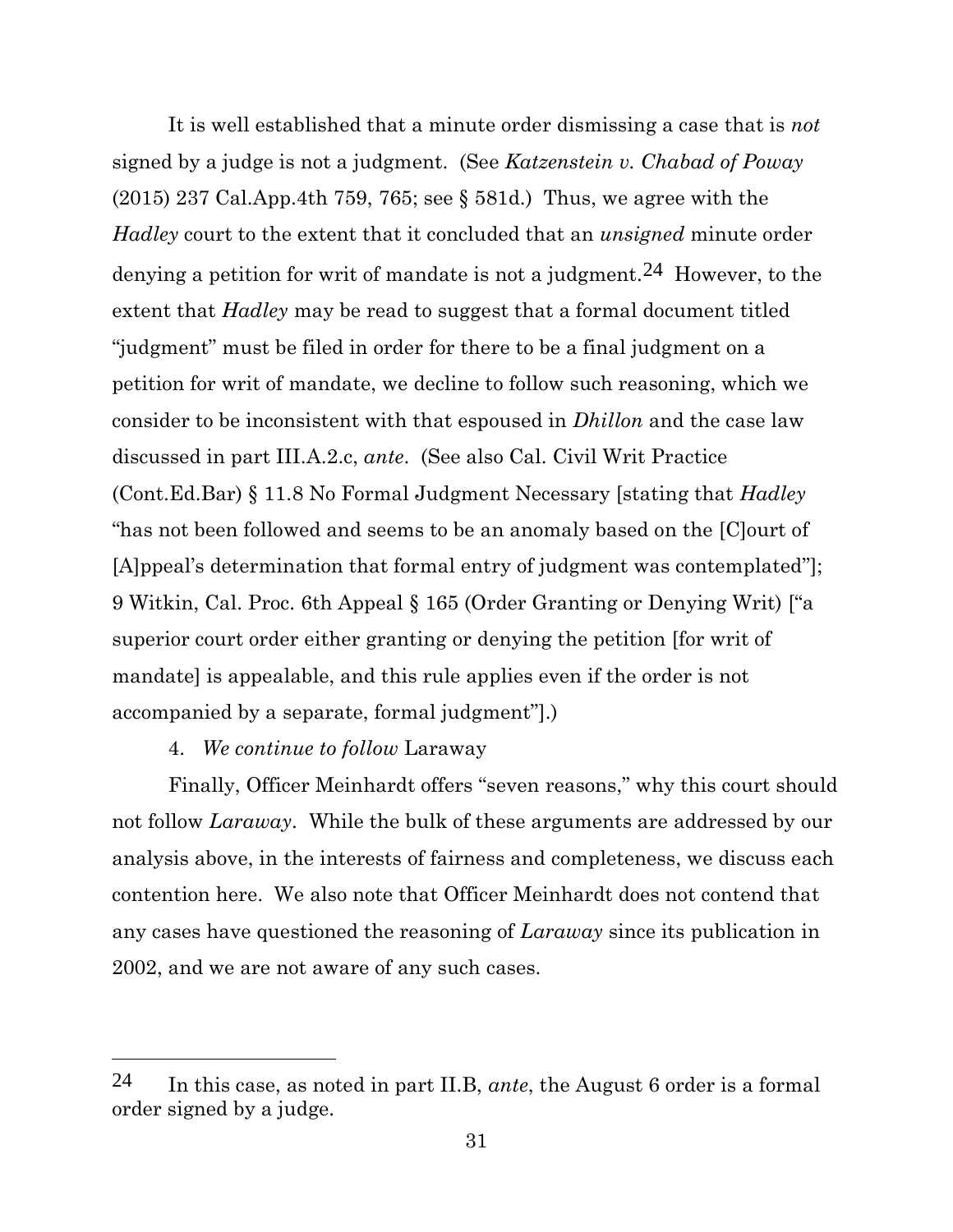It is well established that a minute order dismissing a case that is *not* signed by a judge is not a judgment. (See *Katzenstein v. Chabad of Poway* (2015) 237 Cal.App.4th 759, 765; see § 581d.) Thus, we agree with the *Hadley* court to the extent that it concluded that an *unsigned* minute order denying a petition for writ of mandate is not a judgment.[24] However, to the extent that *Hadley* may be read to suggest that a formal document titled "judgment" must be filed in order for there to be a final judgment on a petition for writ of mandate, we decline to follow such reasoning, which we consider to be inconsistent with that espoused in *Dhillon* and the case law discussed in part III.A.2.c, *ante*. (See also Cal. Civil Writ Practice (Cont.Ed.Bar) § 11.8 No Formal Judgment Necessary [stating that *Hadley* "has not been followed and seems to be an anomaly based on the [C]ourt of [A]ppeal's determination that formal entry of judgment was contemplated"]; 9 Witkin, Cal. Proc. 6th Appeal § 165 (Order Granting or Denying Writ) ["a superior court order either granting or denying the petition [for writ of mandate] is appealable, and this rule applies even if the order is not accompanied by a separate, formal judgment"].)

4. *We continue to follow* Laraway

Finally, Officer Meinhardt offers "seven reasons," why this court should not follow *Laraway*. While the bulk of these arguments are addressed by our analysis above, in the interests of fairness and completeness, we discuss each contention here. We also note that Officer Meinhardt does not contend that any cases have questioned the reasoning of *Laraway* since its publication in 2002, and we are not aware of any such cases.

---

[24] In this case, as noted in part II.B, *ante*, the August 6 order is a formal order signed by a judge.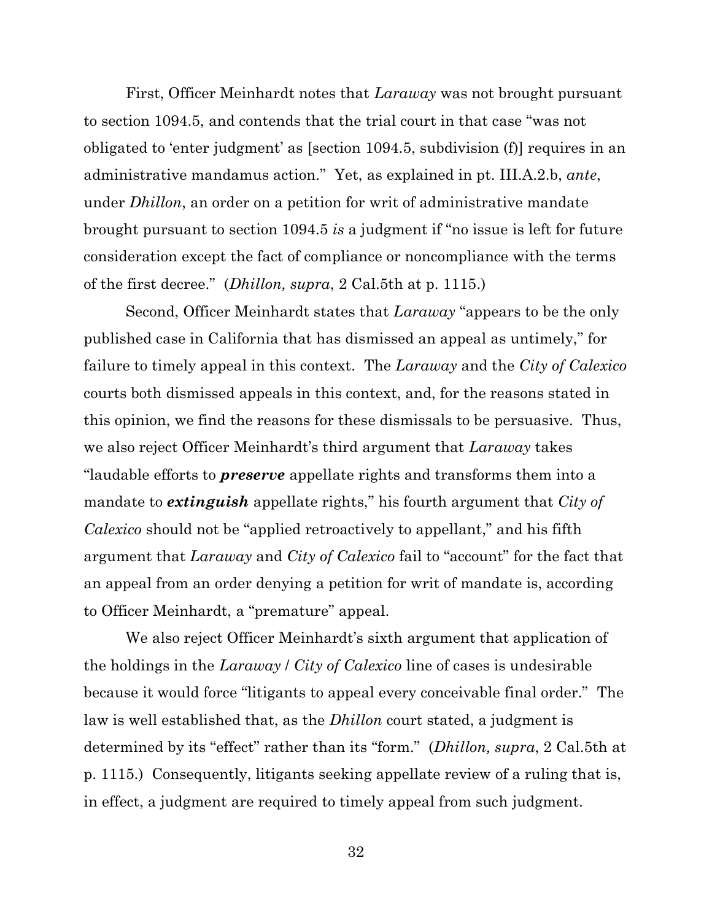First, Officer Meinhardt notes that *Laraway* was not brought pursuant to section 1094.5, and contends that the trial court in that case "was not obligated to 'enter judgment' as [section 1094.5, subdivision (f)] requires in an administrative mandamus action." Yet, as explained in pt. III.A.2.b, *ante*, under *Dhillon*, an order on a petition for writ of administrative mandate brought pursuant to section 1094.5 *is* a judgment if "no issue is left for future consideration except the fact of compliance or noncompliance with the terms of the first decree." (*Dhillon, supra*, 2 Cal.5th at p. 1115.)

Second, Officer Meinhardt states that *Laraway* "appears to be the only published case in California that has dismissed an appeal as untimely," for failure to timely appeal in this context. The *Laraway* and the *City of Calexico* courts both dismissed appeals in this context, and, for the reasons stated in this opinion, we find the reasons for these dismissals to be persuasive. Thus, we also reject Officer Meinhardt's third argument that *Laraway* takes "laudable efforts to ***preserve*** appellate rights and transforms them into a mandate to ***extinguish*** appellate rights," his fourth argument that *City of Calexico* should not be "applied retroactively to appellant," and his fifth argument that *Laraway* and *City of Calexico* fail to "account" for the fact that an appeal from an order denying a petition for writ of mandate is, according to Officer Meinhardt, a "premature" appeal.

We also reject Officer Meinhardt's sixth argument that application of the holdings in the *Laraway* / *City of Calexico* line of cases is undesirable because it would force "litigants to appeal every conceivable final order." The law is well established that, as the *Dhillon* court stated, a judgment is determined by its "effect" rather than its "form." (*Dhillon, supra*, 2 Cal.5th at p. 1115.) Consequently, litigants seeking appellate review of a ruling that is, in effect, a judgment are required to timely appeal from such judgment.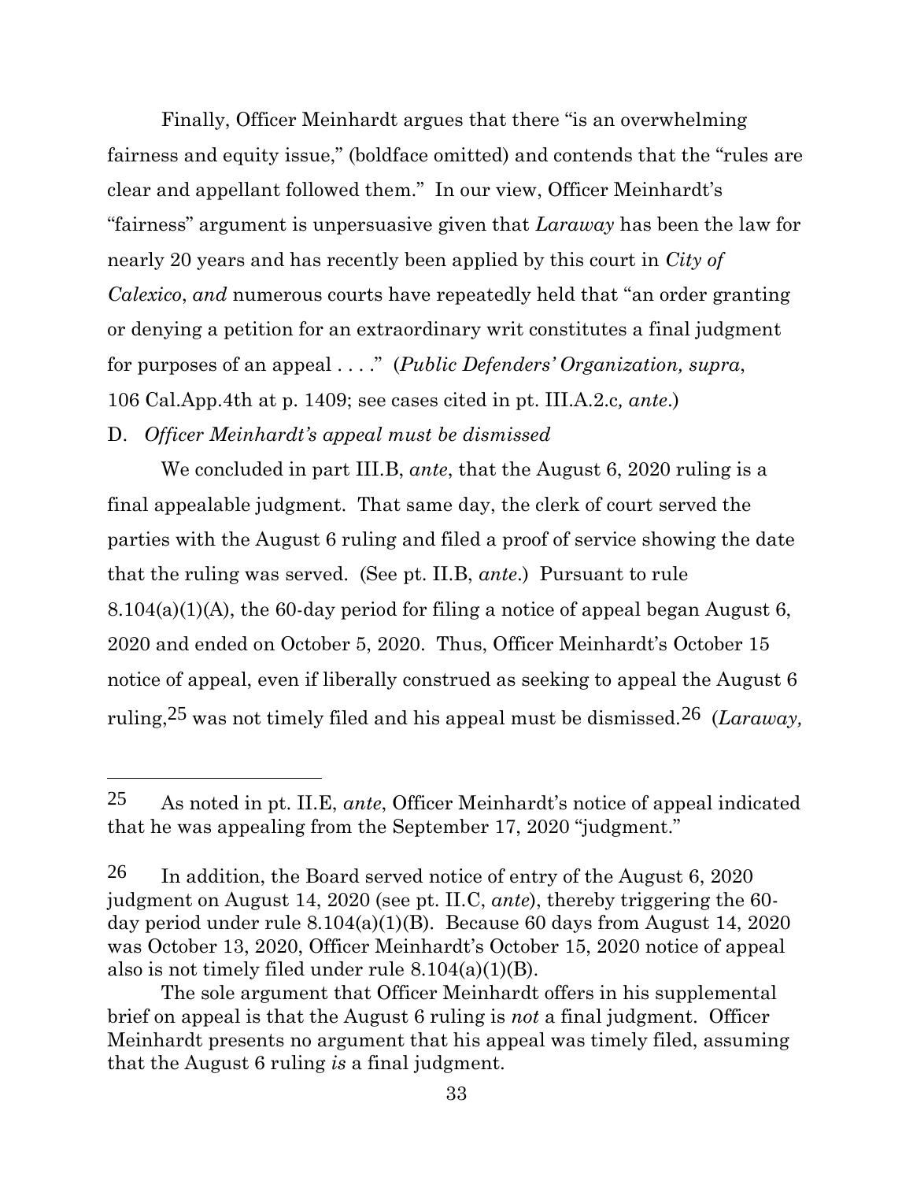Finally, Officer Meinhardt argues that there "is an overwhelming fairness and equity issue," (boldface omitted) and contends that the "rules are clear and appellant followed them." In our view, Officer Meinhardt's "fairness" argument is unpersuasive given that *Laraway* has been the law for nearly 20 years and has recently been applied by this court in *City of Calexico*, *and* numerous courts have repeatedly held that "an order granting or denying a petition for an extraordinary writ constitutes a final judgment for purposes of an appeal . . . ." (*Public Defenders' Organization, supra*, 106 Cal.App.4th at p. 1409; see cases cited in pt. III.A.2.c*, ante*.)

D. *Officer Meinhardt's appeal must be dismissed*

We concluded in part III.B, *ante*, that the August 6, 2020 ruling is a final appealable judgment. That same day, the clerk of court served the parties with the August 6 ruling and filed a proof of service showing the date that the ruling was served. (See pt. II.B, *ante*.) Pursuant to rule 8.104(a)(1)(A), the 60-day period for filing a notice of appeal began August 6, 2020 and ended on October 5, 2020. Thus, Officer Meinhardt's October 15 notice of appeal, even if liberally construed as seeking to appeal the August 6 ruling,[25] was not timely filed and his appeal must be dismissed.[26] (*Laraway,*

---

[25] As noted in pt. II.E, *ante*, Officer Meinhardt's notice of appeal indicated that he was appealing from the September 17, 2020 "judgment."

[26] In addition, the Board served notice of entry of the August 6, 2020 judgment on August 14, 2020 (see pt. II.C, *ante*), thereby triggering the 60-day period under rule 8.104(a)(1)(B). Because 60 days from August 14, 2020 was October 13, 2020, Officer Meinhardt's October 15, 2020 notice of appeal also is not timely filed under rule 8.104(a)(1)(B).

The sole argument that Officer Meinhardt offers in his supplemental brief on appeal is that the August 6 ruling is *not* a final judgment. Officer Meinhardt presents no argument that his appeal was timely filed, assuming that the August 6 ruling *is* a final judgment.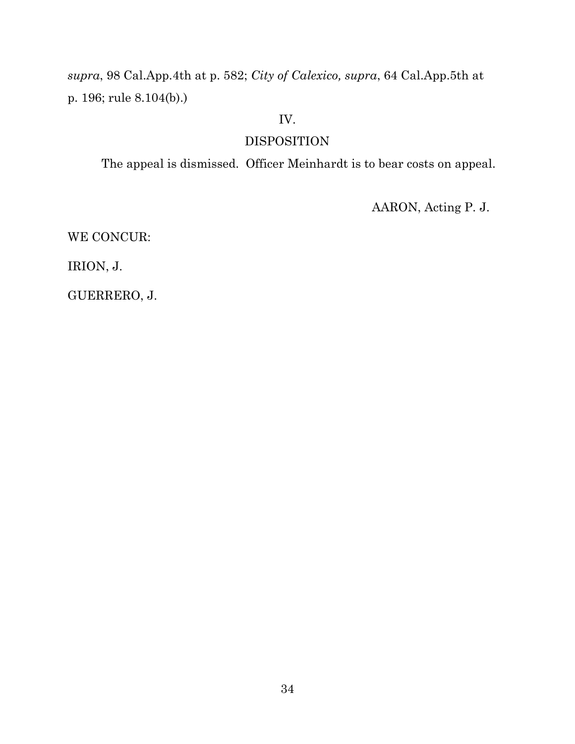*supra*, 98 Cal.App.4th at p. 582; *City of Calexico, supra*, 64 Cal.App.5th at p. 196; rule 8.104(b).)

## IV.

## DISPOSITION

The appeal is dismissed. Officer Meinhardt is to bear costs on appeal.

AARON, Acting P. J.

WE CONCUR:

IRION, J.

GUERRERO, J.